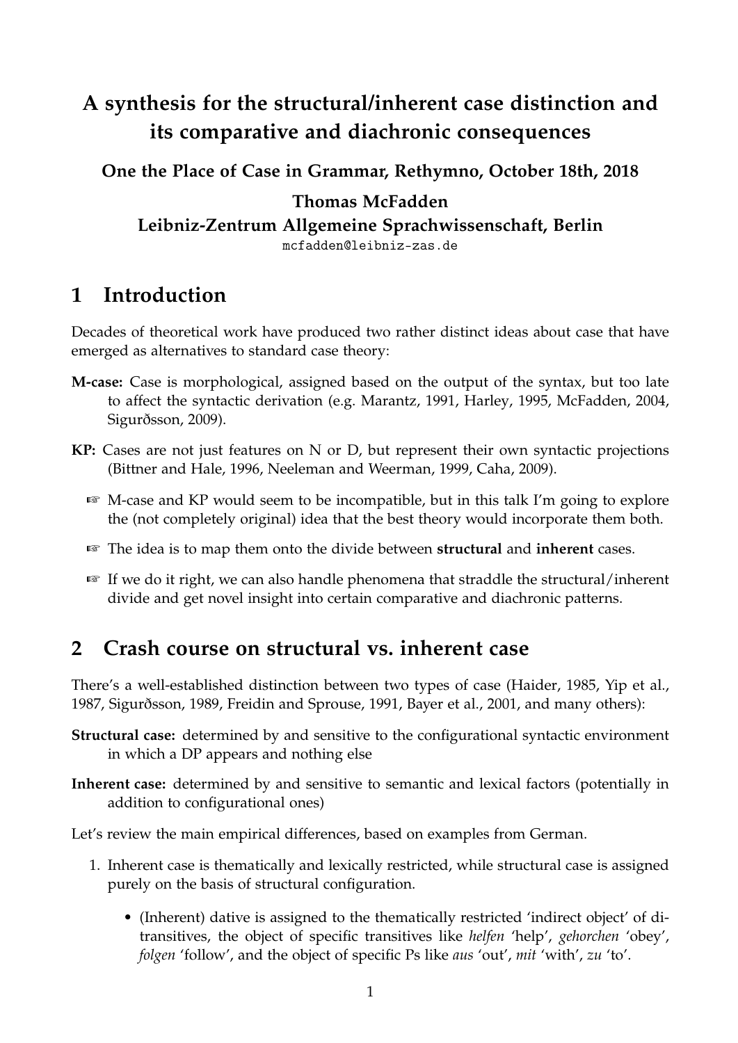# A synthesis for the structural/inherent case distinction and its comparative and diachronic consequences

**One the Place of Case in Grammar, Rethymno, October 18th, 2018**

**Thomas McFadden**

**Leibniz-Zentrum Allgemeine Sprachwissenschaft, Berlin**

mcfadden@leibniz-zas.de

## 1 Introduction

Decades of theoretical work have produced two rather distinct ideas about case that have emerged as alternatives to standard case theory:

**M-case:** Case is morphological, assigned based on the output of the syntax, but too late to affect the syntactic derivation (e.g. Marantz, 1991, Harley, 1995, McFadden, 2004, Sigurðsson, 2009).

**KP:** Cases are not just features on N or D, but represent their own syntactic projections (Bittner and Hale, 1996, Neeleman and Weerman, 1999, Caha, 2009).

☞ M-case and KP would seem to be incompatible, but in this talk I'm going to explore the (not completely original) idea that the best theory would incorporate them both.

☞ The idea is to map them onto the divide between **structural** and **inherent** cases.

☞ If we do it right, we can also handle phenomena that straddle the structural/inherent divide and get novel insight into certain comparative and diachronic patterns.

## 2 Crash course on structural vs. inherent case

There's a well-established distinction between two types of case (Haider, 1985, Yip et al., 1987, Sigurðsson, 1989, Freidin and Sprouse, 1991, Bayer et al., 2001, and many others):

**Structural case:** determined by and sensitive to the configurational syntactic environment in which a DP appears and nothing else

**Inherent case:** determined by and sensitive to semantic and lexical factors (potentially in addition to configurational ones)

Let's review the main empirical differences, based on examples from German.

1. Inherent case is thematically and lexically restricted, while structural case is assigned purely on the basis of structural configuration.
   - (Inherent) dative is assigned to the thematically restricted 'indirect object' of ditransitives, the object of specific transitives like *helfen* 'help', *gehorchen* 'obey', *folgen* 'follow', and the object of specific Ps like *aus* 'out', *mit* 'with', *zu* 'to'.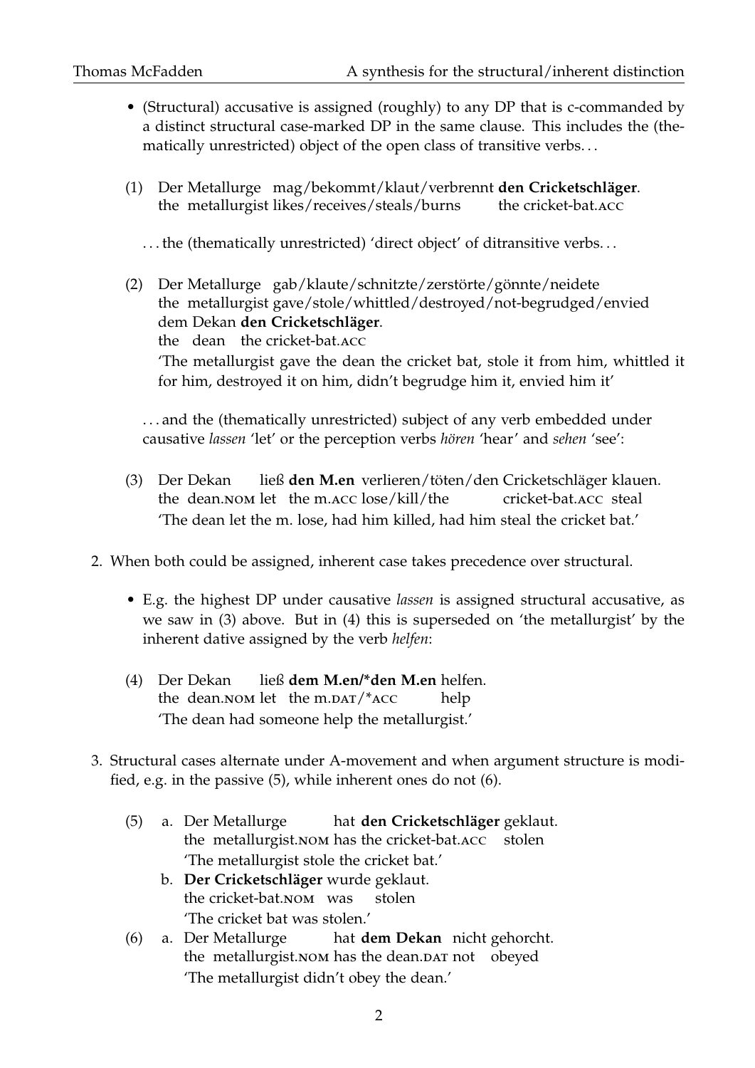- (Structural) accusative is assigned (roughly) to any DP that is c-commanded by a distinct structural case-marked DP in the same clause. This includes the (thematically unrestricted) object of the open class of transitive verbs…

(1) Der Metallurge mag/bekommt/klaut/verbrennt **den Cricketschläger**.
the metallurgist likes/receives/steals/burns the cricket-bat.ACC

…the (thematically unrestricted) 'direct object' of ditransitive verbs…

(2) Der Metallurge gab/klaute/schnitzte/zerstörte/gönnte/neidete dem Dekan **den Cricketschläger**.
the metallurgist gave/stole/whittled/destroyed/not-begrudged/envied the dean the cricket-bat.ACC
'The metallurgist gave the dean the cricket bat, stole it from him, whittled it for him, destroyed it on him, didn't begrudge him it, envied him it'

…and the (thematically unrestricted) subject of any verb embedded under causative *lassen* 'let' or the perception verbs *hören* 'hear' and *sehen* 'see':

(3) Der Dekan ließ **den M.en** verlieren/töten/den Cricketschläger klauen.
the dean.NOM let the m.ACC lose/kill/the cricket-bat.ACC steal
'The dean let the m. lose, had him killed, had him steal the cricket bat.'

2. When both could be assigned, inherent case takes precedence over structural.

- E.g. the highest DP under causative *lassen* is assigned structural accusative, as we saw in (3) above. But in (4) this is superseded on 'the metallurgist' by the inherent dative assigned by the verb *helfen*:

(4) Der Dekan ließ **dem M.en/*den M.en** helfen.
the dean.NOM let the m.DAT/*ACC help
'The dean had someone help the metallurgist.'

3. Structural cases alternate under A-movement and when argument structure is modified, e.g. in the passive (5), while inherent ones do not (6).

(5) a. Der Metallurge hat **den Cricketschläger** geklaut.
the metallurgist.NOM has the cricket-bat.ACC stolen
'The metallurgist stole the cricket bat.'

b. **Der Cricketschläger** wurde geklaut.
the cricket-bat.NOM was stolen
'The cricket bat was stolen.'

(6) a. Der Metallurge hat **dem Dekan** nicht gehorcht.
the metallurgist.NOM has the dean.DAT not obeyed
'The metallurgist didn't obey the dean.'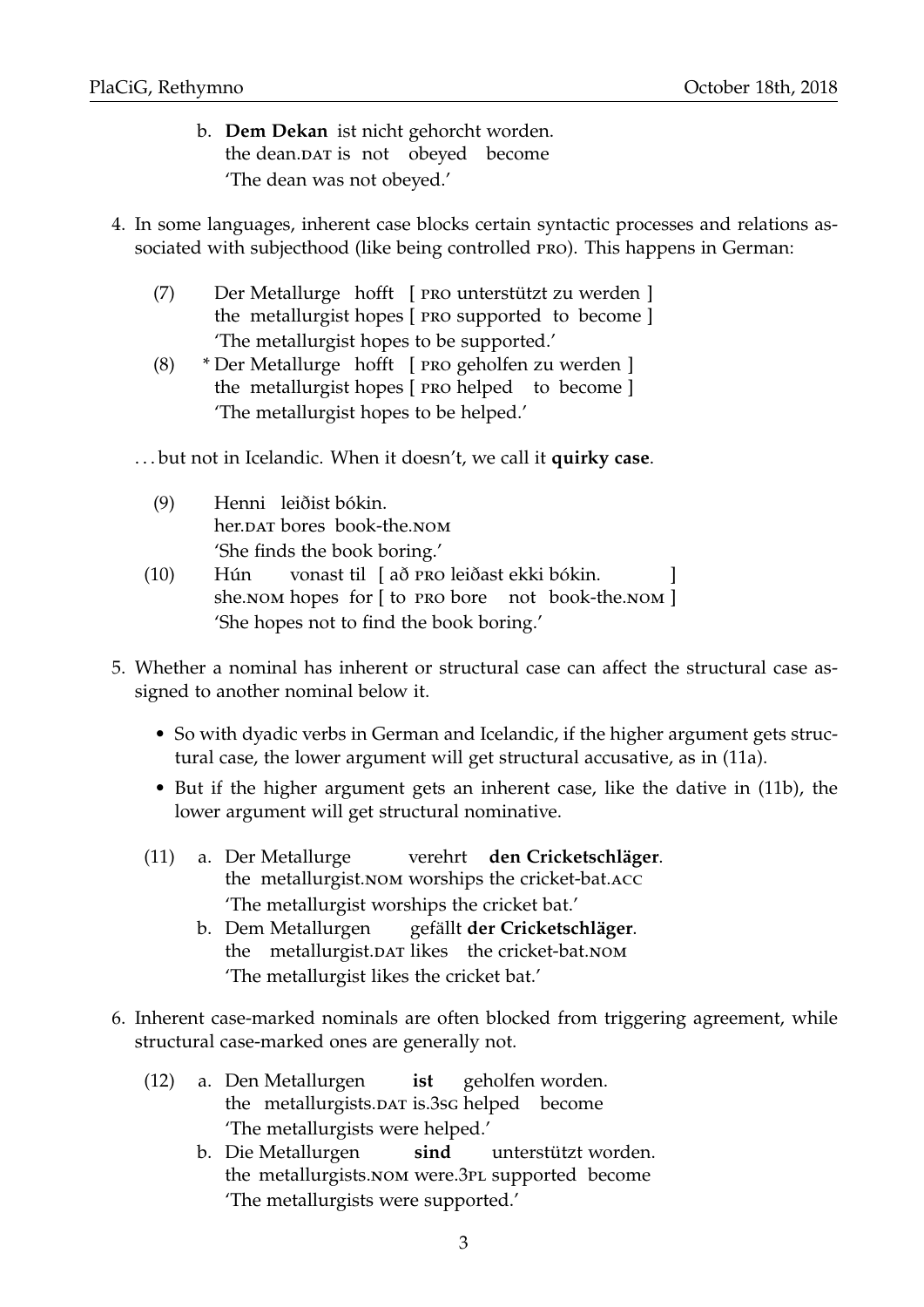b. **Dem Dekan** ist nicht gehorcht worden.
   the dean.DAT is not obeyed become
   'The dean was not obeyed.'

4. In some languages, inherent case blocks certain syntactic processes and relations associated with subjecthood (like being controlled PRO). This happens in German:

   (7) Der Metallurge hofft [ PRO unterstützt zu werden ]
   the metallurgist hopes [ PRO supported to become ]
   'The metallurgist hopes to be supported.'

   (8) * Der Metallurge hofft [ PRO geholfen zu werden ]
   the metallurgist hopes [ PRO helped to become ]
   'The metallurgist hopes to be helped.'

   ... but not in Icelandic. When it doesn't, we call it **quirky case**.

   (9) Henni leiðist bókin.
   her.DAT bores book-the.NOM
   'She finds the book boring.'

   (10) Hún vonast til [ að PRO leiðast ekki bókin. ]
   she.NOM hopes for [ to PRO bore not book-the.NOM ]
   'She hopes not to find the book boring.'

5. Whether a nominal has inherent or structural case can affect the structural case assigned to another nominal below it.

   - So with dyadic verbs in German and Icelandic, if the higher argument gets structural case, the lower argument will get structural accusative, as in (11a).
   - But if the higher argument gets an inherent case, like the dative in (11b), the lower argument will get structural nominative.

   (11) a. Der Metallurge verehrt **den Cricketschläger**.
   the metallurgist.NOM worships the cricket-bat.ACC
   'The metallurgist worships the cricket bat.'

   b. Dem Metallurgen gefällt **der Cricketschläger**.
   the metallurgist.DAT likes the cricket-bat.NOM
   'The metallurgist likes the cricket bat.'

6. Inherent case-marked nominals are often blocked from triggering agreement, while structural case-marked ones are generally not.

   (12) a. Den Metallurgen **ist** geholfen worden.
   the metallurgists.DAT is.3SG helped become
   'The metallurgists were helped.'

   b. Die Metallurgen **sind** unterstützt worden.
   the metallurgists.NOM were.3PL supported become
   'The metallurgists were supported.'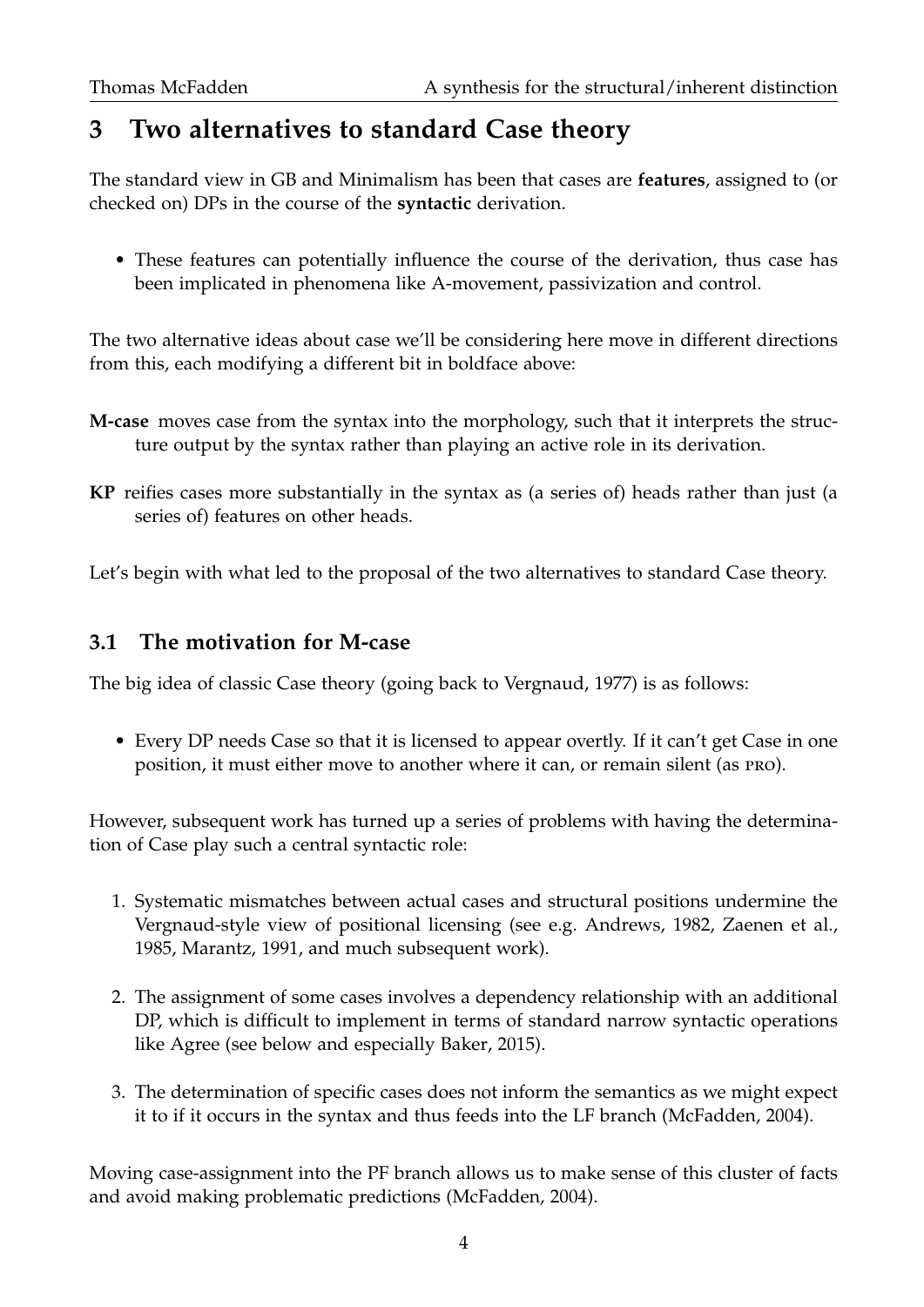## 3 Two alternatives to standard Case theory

The standard view in GB and Minimalism has been that cases are **features**, assigned to (or checked on) DPs in the course of the **syntactic** derivation.

- These features can potentially influence the course of the derivation, thus case has been implicated in phenomena like A-movement, passivization and control.

The two alternative ideas about case we'll be considering here move in different directions from this, each modifying a different bit in boldface above:

**M-case** moves case from the syntax into the morphology, such that it interprets the structure output by the syntax rather than playing an active role in its derivation.

**KP** reifies cases more substantially in the syntax as (a series of) heads rather than just (a series of) features on other heads.

Let's begin with what led to the proposal of the two alternatives to standard Case theory.

### 3.1 The motivation for M-case

The big idea of classic Case theory (going back to Vergnaud, 1977) is as follows:

- Every DP needs Case so that it is licensed to appear overtly. If it can't get Case in one position, it must either move to another where it can, or remain silent (as PRO).

However, subsequent work has turned up a series of problems with having the determination of Case play such a central syntactic role:

1. Systematic mismatches between actual cases and structural positions undermine the Vergnaud-style view of positional licensing (see e.g. Andrews, 1982, Zaenen et al., 1985, Marantz, 1991, and much subsequent work).
2. The assignment of some cases involves a dependency relationship with an additional DP, which is difficult to implement in terms of standard narrow syntactic operations like Agree (see below and especially Baker, 2015).
3. The determination of specific cases does not inform the semantics as we might expect it to if it occurs in the syntax and thus feeds into the LF branch (McFadden, 2004).

Moving case-assignment into the PF branch allows us to make sense of this cluster of facts and avoid making problematic predictions (McFadden, 2004).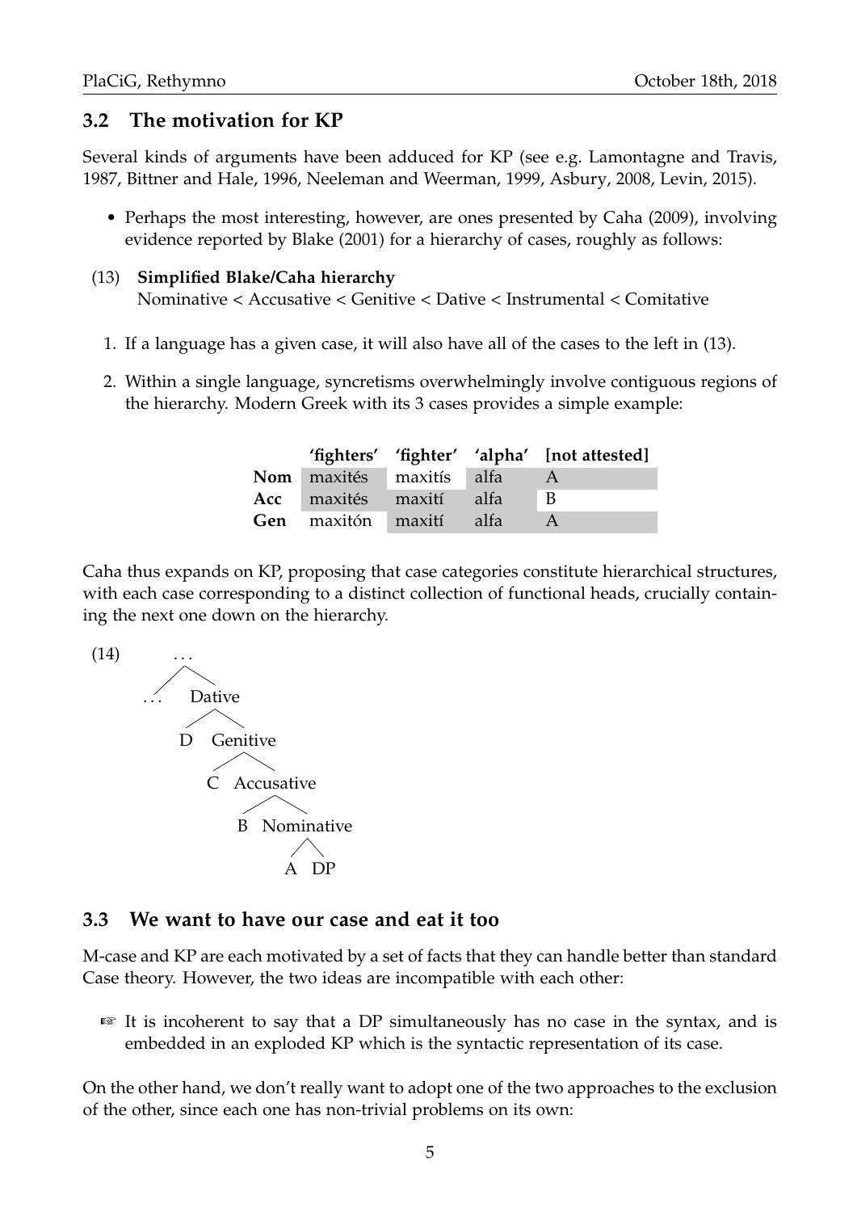## 3.2 The motivation for KP

Several kinds of arguments have been adduced for KP (see e.g. Lamontagne and Travis, 1987, Bittner and Hale, 1996, Neeleman and Weerman, 1999, Asbury, 2008, Levin, 2015).

- Perhaps the most interesting, however, are ones presented by Caha (2009), involving evidence reported by Blake (2001) for a hierarchy of cases, roughly as follows:

(13) **Simplified Blake/Caha hierarchy**
Nominative < Accusative < Genitive < Dative < Instrumental < Comitative

1. If a language has a given case, it will also have all of the cases to the left in (13).
2. Within a single language, syncretisms overwhelmingly involve contiguous regions of the hierarchy. Modern Greek with its 3 cases provides a simple example:

| | 'fighters' | 'fighter' | 'alpha' | [not attested] |
|---|---|---|---|---|
| **Nom** | maxités | maxitís | alfa | A |
| **Acc** | maxités | maxití | alfa | B |
| **Gen** | maxitón | maxití | alfa | A |

Caha thus expands on KP, proposing that case categories constitute hierarchical structures, with each case corresponding to a distinct collection of functional heads, crucially containing the next one down on the hierarchy.

(14)
```
        ...
       /   \
    ...    Dative
           /    \
          D    Genitive
               /      \
              C     Accusative
                    /        \
                   B      Nominative
                           /      \
                          A        DP
```

## 3.3 We want to have our case and eat it too

M-case and KP are each motivated by a set of facts that they can handle better than standard Case theory. However, the two ideas are incompatible with each other:

☞ It is incoherent to say that a DP simultaneously has no case in the syntax, and is embedded in an exploded KP which is the syntactic representation of its case.

On the other hand, we don't really want to adopt one of the two approaches to the exclusion of the other, since each one has non-trivial problems on its own: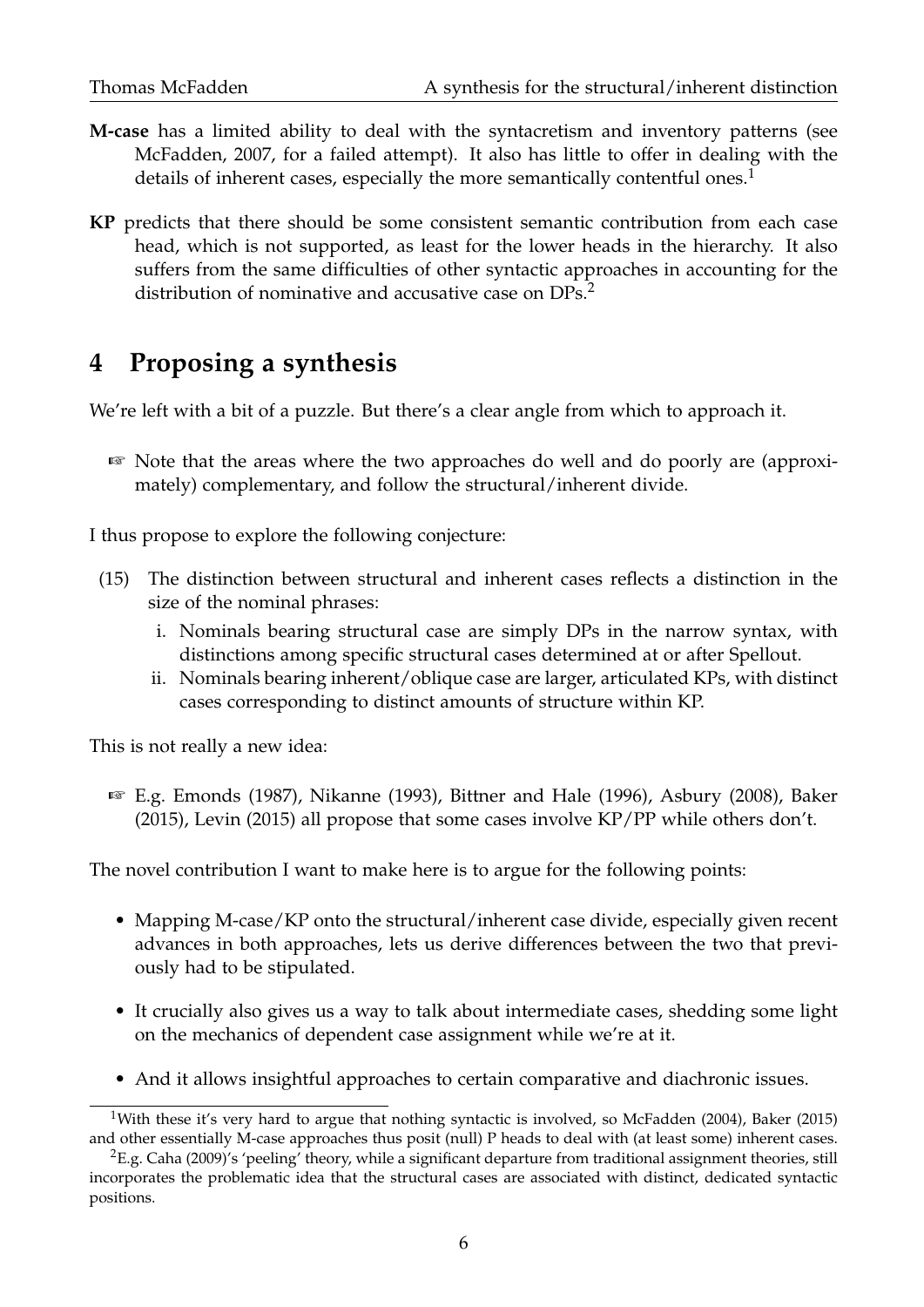**M-case** has a limited ability to deal with the syntacretism and inventory patterns (see McFadden, 2007, for a failed attempt). It also has little to offer in dealing with the details of inherent cases, especially the more semantically contentful ones.[1]

**KP** predicts that there should be some consistent semantic contribution from each case head, which is not supported, as least for the lower heads in the hierarchy. It also suffers from the same difficulties of other syntactic approaches in accounting for the distribution of nominative and accusative case on DPs.[2]

## 4 Proposing a synthesis

We're left with a bit of a puzzle. But there's a clear angle from which to approach it.

☞ Note that the areas where the two approaches do well and do poorly are (approximately) complementary, and follow the structural/inherent divide.

I thus propose to explore the following conjecture:

(15) The distinction between structural and inherent cases reflects a distinction in the size of the nominal phrases:

i. Nominals bearing structural case are simply DPs in the narrow syntax, with distinctions among specific structural cases determined at or after Spellout.

ii. Nominals bearing inherent/oblique case are larger, articulated KPs, with distinct cases corresponding to distinct amounts of structure within KP.

This is not really a new idea:

☞ E.g. Emonds (1987), Nikanne (1993), Bittner and Hale (1996), Asbury (2008), Baker (2015), Levin (2015) all propose that some cases involve KP/PP while others don't.

The novel contribution I want to make here is to argue for the following points:

- Mapping M-case/KP onto the structural/inherent case divide, especially given recent advances in both approaches, lets us derive differences between the two that previously had to be stipulated.
- It crucially also gives us a way to talk about intermediate cases, shedding some light on the mechanics of dependent case assignment while we're at it.
- And it allows insightful approaches to certain comparative and diachronic issues.

---

[1] With these it's very hard to argue that nothing syntactic is involved, so McFadden (2004), Baker (2015) and other essentially M-case approaches thus posit (null) P heads to deal with (at least some) inherent cases.

[2] E.g. Caha (2009)'s 'peeling' theory, while a significant departure from traditional assignment theories, still incorporates the problematic idea that the structural cases are associated with distinct, dedicated syntactic positions.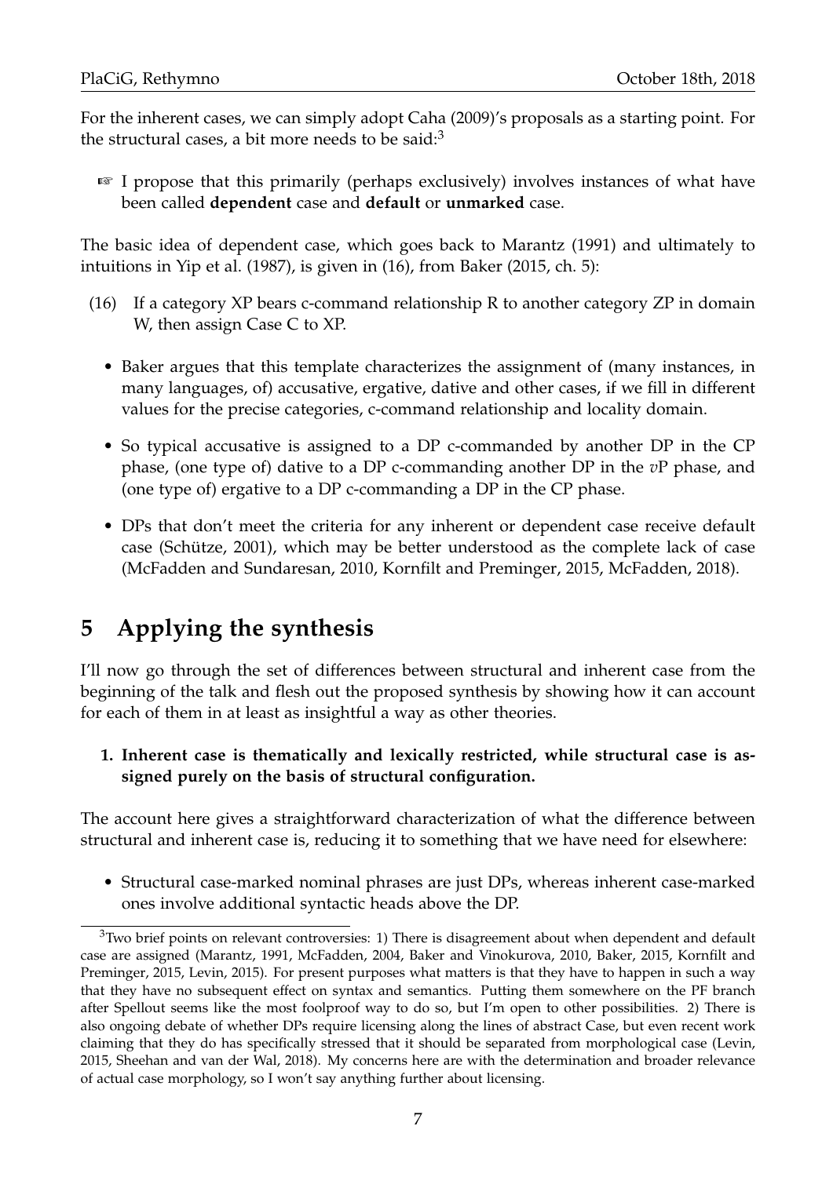For the inherent cases, we can simply adopt Caha (2009)'s proposals as a starting point. For the structural cases, a bit more needs to be said:[3]

☞ I propose that this primarily (perhaps exclusively) involves instances of what have been called **dependent** case and **default** or **unmarked** case.

The basic idea of dependent case, which goes back to Marantz (1991) and ultimately to intuitions in Yip et al. (1987), is given in (16), from Baker (2015, ch. 5):

(16) If a category XP bears c-command relationship R to another category ZP in domain W, then assign Case C to XP.

- Baker argues that this template characterizes the assignment of (many instances, in many languages, of) accusative, ergative, dative and other cases, if we fill in different values for the precise categories, c-command relationship and locality domain.
- So typical accusative is assigned to a DP c-commanded by another DP in the CP phase, (one type of) dative to a DP c-commanding another DP in the *v*P phase, and (one type of) ergative to a DP c-commanding a DP in the CP phase.
- DPs that don't meet the criteria for any inherent or dependent case receive default case (Schütze, 2001), which may be better understood as the complete lack of case (McFadden and Sundaresan, 2010, Kornfilt and Preminger, 2015, McFadden, 2018).

# 5 Applying the synthesis

I'll now go through the set of differences between structural and inherent case from the beginning of the talk and flesh out the proposed synthesis by showing how it can account for each of them in at least as insightful a way as other theories.

**1. Inherent case is thematically and lexically restricted, while structural case is assigned purely on the basis of structural configuration.**

The account here gives a straightforward characterization of what the difference between structural and inherent case is, reducing it to something that we have need for elsewhere:

- Structural case-marked nominal phrases are just DPs, whereas inherent case-marked ones involve additional syntactic heads above the DP.

[3] Two brief points on relevant controversies: 1) There is disagreement about when dependent and default case are assigned (Marantz, 1991, McFadden, 2004, Baker and Vinokurova, 2010, Baker, 2015, Kornfilt and Preminger, 2015, Levin, 2015). For present purposes what matters is that they have to happen in such a way that they have no subsequent effect on syntax and semantics. Putting them somewhere on the PF branch after Spellout seems like the most foolproof way to do so, but I'm open to other possibilities. 2) There is also ongoing debate of whether DPs require licensing along the lines of abstract Case, but even recent work claiming that they do has specifically stressed that it should be separated from morphological case (Levin, 2015, Sheehan and van der Wal, 2018). My concerns here are with the determination and broader relevance of actual case morphology, so I won't say anything further about licensing.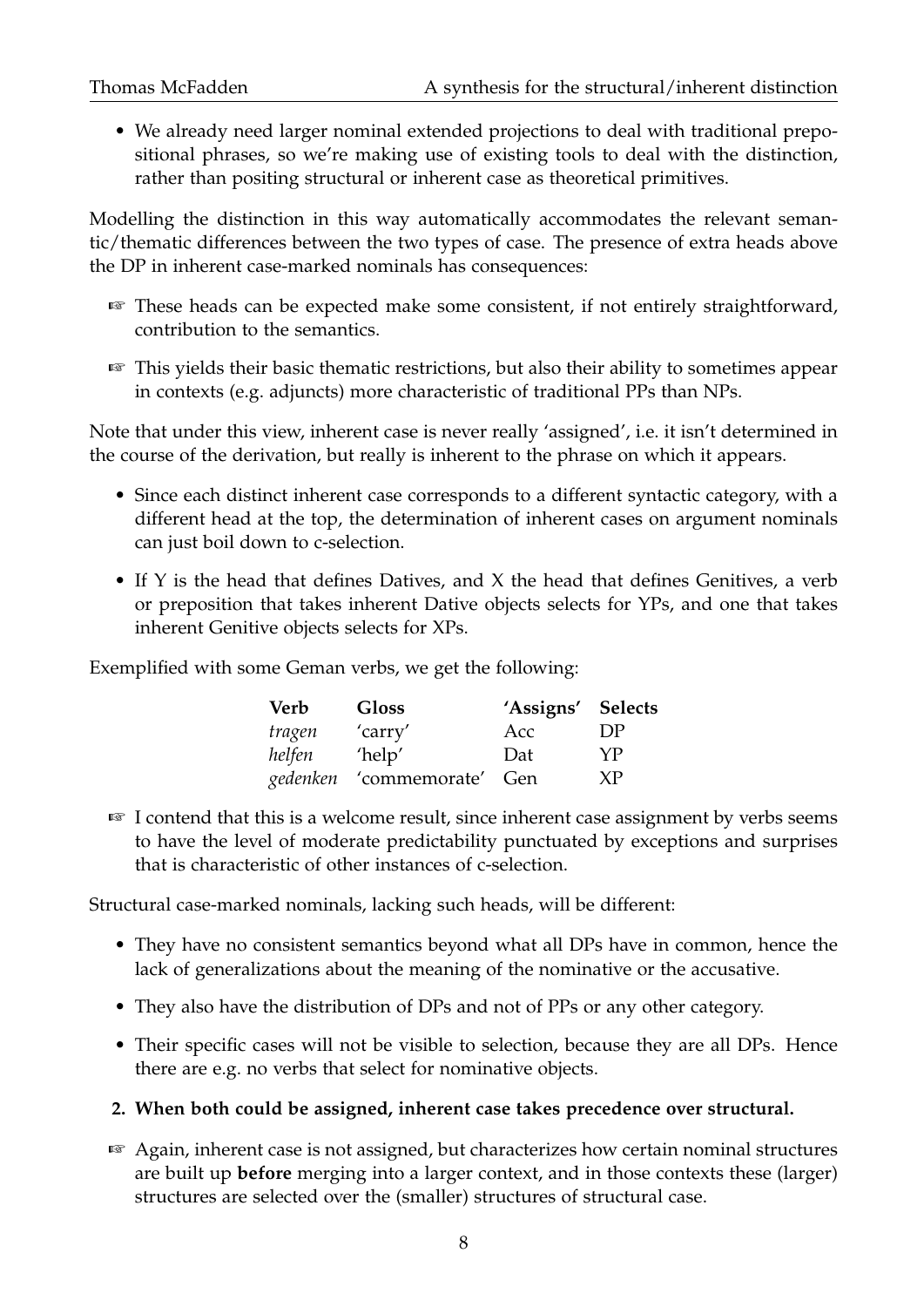- We already need larger nominal extended projections to deal with traditional prepositional phrases, so we're making use of existing tools to deal with the distinction, rather than positing structural or inherent case as theoretical primitives.

Modelling the distinction in this way automatically accommodates the relevant semantic/thematic differences between the two types of case. The presence of extra heads above the DP in inherent case-marked nominals has consequences:

☞ These heads can be expected make some consistent, if not entirely straightforward, contribution to the semantics.

☞ This yields their basic thematic restrictions, but also their ability to sometimes appear in contexts (e.g. adjuncts) more characteristic of traditional PPs than NPs.

Note that under this view, inherent case is never really 'assigned', i.e. it isn't determined in the course of the derivation, but really is inherent to the phrase on which it appears.

- Since each distinct inherent case corresponds to a different syntactic category, with a different head at the top, the determination of inherent cases on argument nominals can just boil down to c-selection.
- If Y is the head that defines Datives, and X the head that defines Genitives, a verb or preposition that takes inherent Dative objects selects for YPs, and one that takes inherent Genitive objects selects for XPs.

Exemplified with some Geman verbs, we get the following:

| **Verb** | **Gloss** | **'Assigns'** | **Selects** |
|---|---|---|---|
| *tragen* | 'carry' | Acc | DP |
| *helfen* | 'help' | Dat | YP |
| *gedenken* | 'commemorate' | Gen | XP |

☞ I contend that this is a welcome result, since inherent case assignment by verbs seems to have the level of moderate predictability punctuated by exceptions and surprises that is characteristic of other instances of c-selection.

Structural case-marked nominals, lacking such heads, will be different:

- They have no consistent semantics beyond what all DPs have in common, hence the lack of generalizations about the meaning of the nominative or the accusative.
- They also have the distribution of DPs and not of PPs or any other category.
- Their specific cases will not be visible to selection, because they are all DPs. Hence there are e.g. no verbs that select for nominative objects.

**2. When both could be assigned, inherent case takes precedence over structural.**

☞ Again, inherent case is not assigned, but characterizes how certain nominal structures are built up **before** merging into a larger context, and in those contexts these (larger) structures are selected over the (smaller) structures of structural case.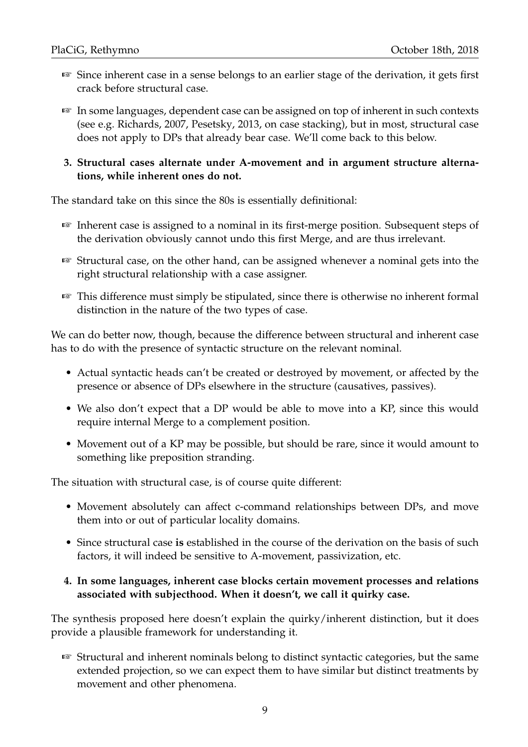- ☞ Since inherent case in a sense belongs to an earlier stage of the derivation, it gets first crack before structural case.
- ☞ In some languages, dependent case can be assigned on top of inherent in such contexts (see e.g. Richards, 2007, Pesetsky, 2013, on case stacking), but in most, structural case does not apply to DPs that already bear case. We'll come back to this below.

**3. Structural cases alternate under A-movement and in argument structure alternations, while inherent ones do not.**

The standard take on this since the 80s is essentially definitional:

- ☞ Inherent case is assigned to a nominal in its first-merge position. Subsequent steps of the derivation obviously cannot undo this first Merge, and are thus irrelevant.
- ☞ Structural case, on the other hand, can be assigned whenever a nominal gets into the right structural relationship with a case assigner.
- ☞ This difference must simply be stipulated, since there is otherwise no inherent formal distinction in the nature of the two types of case.

We can do better now, though, because the difference between structural and inherent case has to do with the presence of syntactic structure on the relevant nominal.

- Actual syntactic heads can't be created or destroyed by movement, or affected by the presence or absence of DPs elsewhere in the structure (causatives, passives).
- We also don't expect that a DP would be able to move into a KP, since this would require internal Merge to a complement position.
- Movement out of a KP may be possible, but should be rare, since it would amount to something like preposition stranding.

The situation with structural case, is of course quite different:

- Movement absolutely can affect c-command relationships between DPs, and move them into or out of particular locality domains.
- Since structural case **is** established in the course of the derivation on the basis of such factors, it will indeed be sensitive to A-movement, passivization, etc.

**4. In some languages, inherent case blocks certain movement processes and relations associated with subjecthood. When it doesn't, we call it quirky case.**

The synthesis proposed here doesn't explain the quirky/inherent distinction, but it does provide a plausible framework for understanding it.

- ☞ Structural and inherent nominals belong to distinct syntactic categories, but the same extended projection, so we can expect them to have similar but distinct treatments by movement and other phenomena.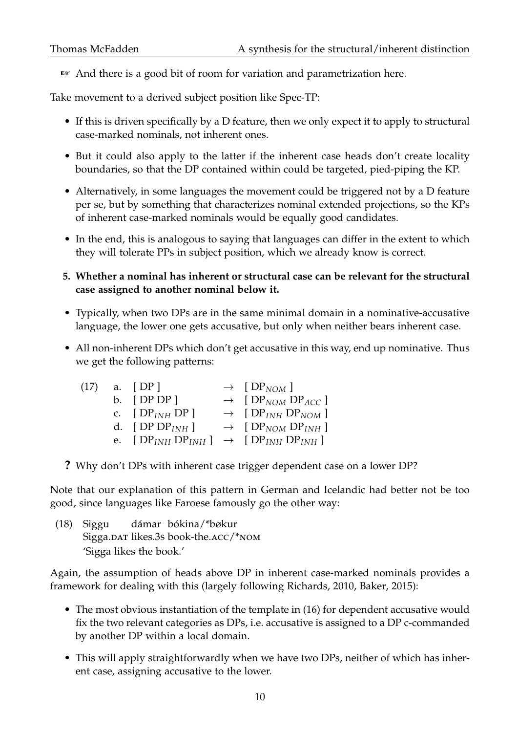☞ And there is a good bit of room for variation and parametrization here.

Take movement to a derived subject position like Spec-TP:

- If this is driven specifically by a D feature, then we only expect it to apply to structural case-marked nominals, not inherent ones.
- But it could also apply to the latter if the inherent case heads don't create locality boundaries, so that the DP contained within could be targeted, pied-piping the KP.
- Alternatively, in some languages the movement could be triggered not by a D feature per se, but by something that characterizes nominal extended projections, so the KPs of inherent case-marked nominals would be equally good candidates.
- In the end, this is analogous to saying that languages can differ in the extent to which they will tolerate PPs in subject position, which we already know is correct.

**5. Whether a nominal has inherent or structural case can be relevant for the structural case assigned to another nominal below it.**

- Typically, when two DPs are in the same minimal domain in a nominative-accusative language, the lower one gets accusative, but only when neither bears inherent case.
- All non-inherent DPs which don't get accusative in this way, end up nominative. Thus we get the following patterns:

(17)
a. [ DP ] $\rightarrow$ [ $DP_{NOM}$ ]
b. [ DP DP ] $\rightarrow$ [ $DP_{NOM}$ $DP_{ACC}$ ]
c. [ $DP_{INH}$ DP ] $\rightarrow$ [ $DP_{INH}$ $DP_{NOM}$ ]
d. [ DP $DP_{INH}$ ] $\rightarrow$ [ $DP_{NOM}$ $DP_{INH}$ ]
e. [ $DP_{INH}$ $DP_{INH}$ ] $\rightarrow$ [ $DP_{INH}$ $DP_{INH}$ ]

**?** Why don't DPs with inherent case trigger dependent case on a lower DP?

Note that our explanation of this pattern in German and Icelandic had better not be too good, since languages like Faroese famously go the other way:

(18) Siggu dámar bókina/*bøkur
Sigga.DAT likes.3s book-the.ACC/*NOM
'Sigga likes the book.'

Again, the assumption of heads above DP in inherent case-marked nominals provides a framework for dealing with this (largely following Richards, 2010, Baker, 2015):

- The most obvious instantiation of the template in (16) for dependent accusative would fix the two relevant categories as DPs, i.e. accusative is assigned to a DP c-commanded by another DP within a local domain.
- This will apply straightforwardly when we have two DPs, neither of which has inherent case, assigning accusative to the lower.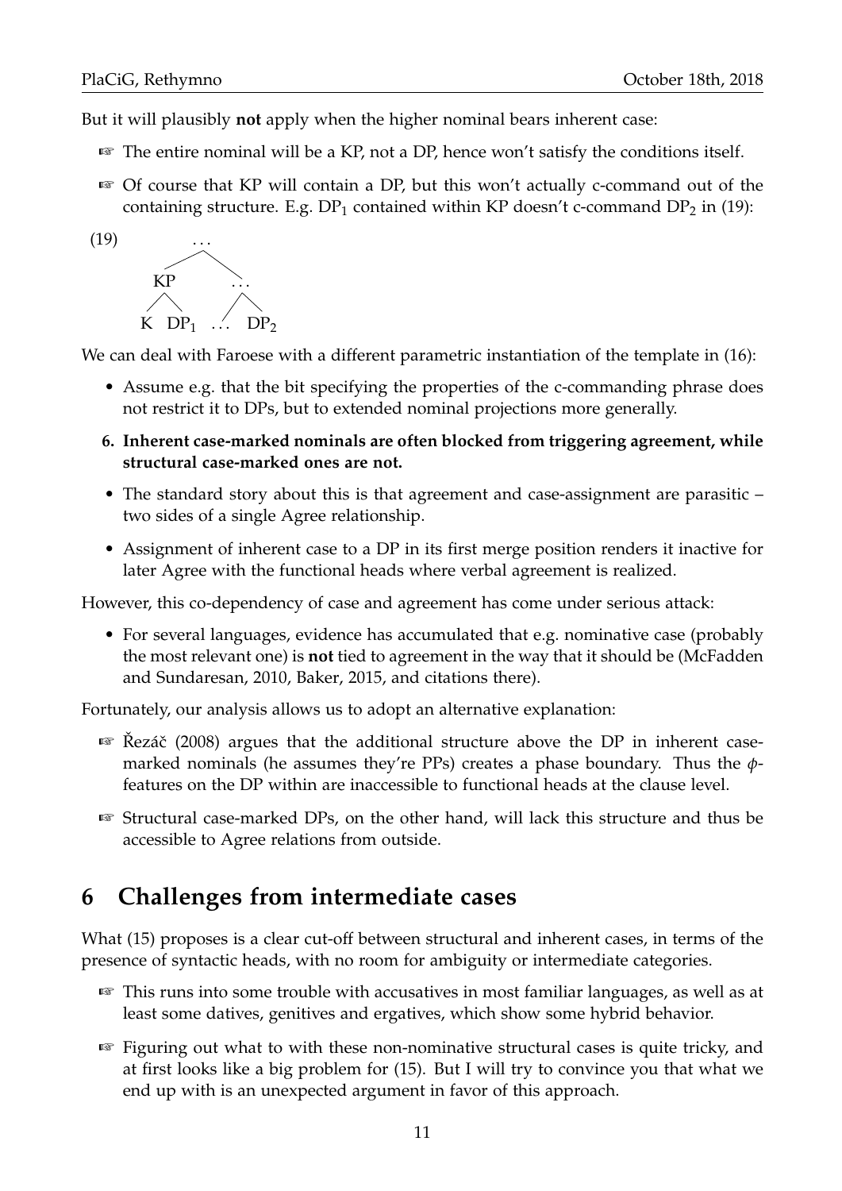But it will plausibly **not** apply when the higher nominal bears inherent case:

- ☞ The entire nominal will be a KP, not a DP, hence won't satisfy the conditions itself.
- ☞ Of course that KP will contain a DP, but this won't actually c-command out of the containing structure. E.g. $DP_1$ contained within KP doesn't c-command $DP_2$ in (19):

(19)

```
          ...
        /     \
      KP       ...
     /  \     /   \
    K   DP1  ...   DP2
```

We can deal with Faroese with a different parametric instantiation of the template in (16):

- Assume e.g. that the bit specifying the properties of the c-commanding phrase does not restrict it to DPs, but to extended nominal projections more generally.

6. **Inherent case-marked nominals are often blocked from triggering agreement, while structural case-marked ones are not.**

- The standard story about this is that agreement and case-assignment are parasitic – two sides of a single Agree relationship.
- Assignment of inherent case to a DP in its first merge position renders it inactive for later Agree with the functional heads where verbal agreement is realized.

However, this co-dependency of case and agreement has come under serious attack:

- For several languages, evidence has accumulated that e.g. nominative case (probably the most relevant one) is **not** tied to agreement in the way that it should be (McFadden and Sundaresan, 2010, Baker, 2015, and citations there).

Fortunately, our analysis allows us to adopt an alternative explanation:

- ☞ Řezáč (2008) argues that the additional structure above the DP in inherent case-marked nominals (he assumes they're PPs) creates a phase boundary. Thus the $\phi$-features on the DP within are inaccessible to functional heads at the clause level.
- ☞ Structural case-marked DPs, on the other hand, will lack this structure and thus be accessible to Agree relations from outside.

## 6 Challenges from intermediate cases

What (15) proposes is a clear cut-off between structural and inherent cases, in terms of the presence of syntactic heads, with no room for ambiguity or intermediate categories.

- ☞ This runs into some trouble with accusatives in most familiar languages, as well as at least some datives, genitives and ergatives, which show some hybrid behavior.
- ☞ Figuring out what to with these non-nominative structural cases is quite tricky, and at first looks like a big problem for (15). But I will try to convince you that what we end up with is an unexpected argument in favor of this approach.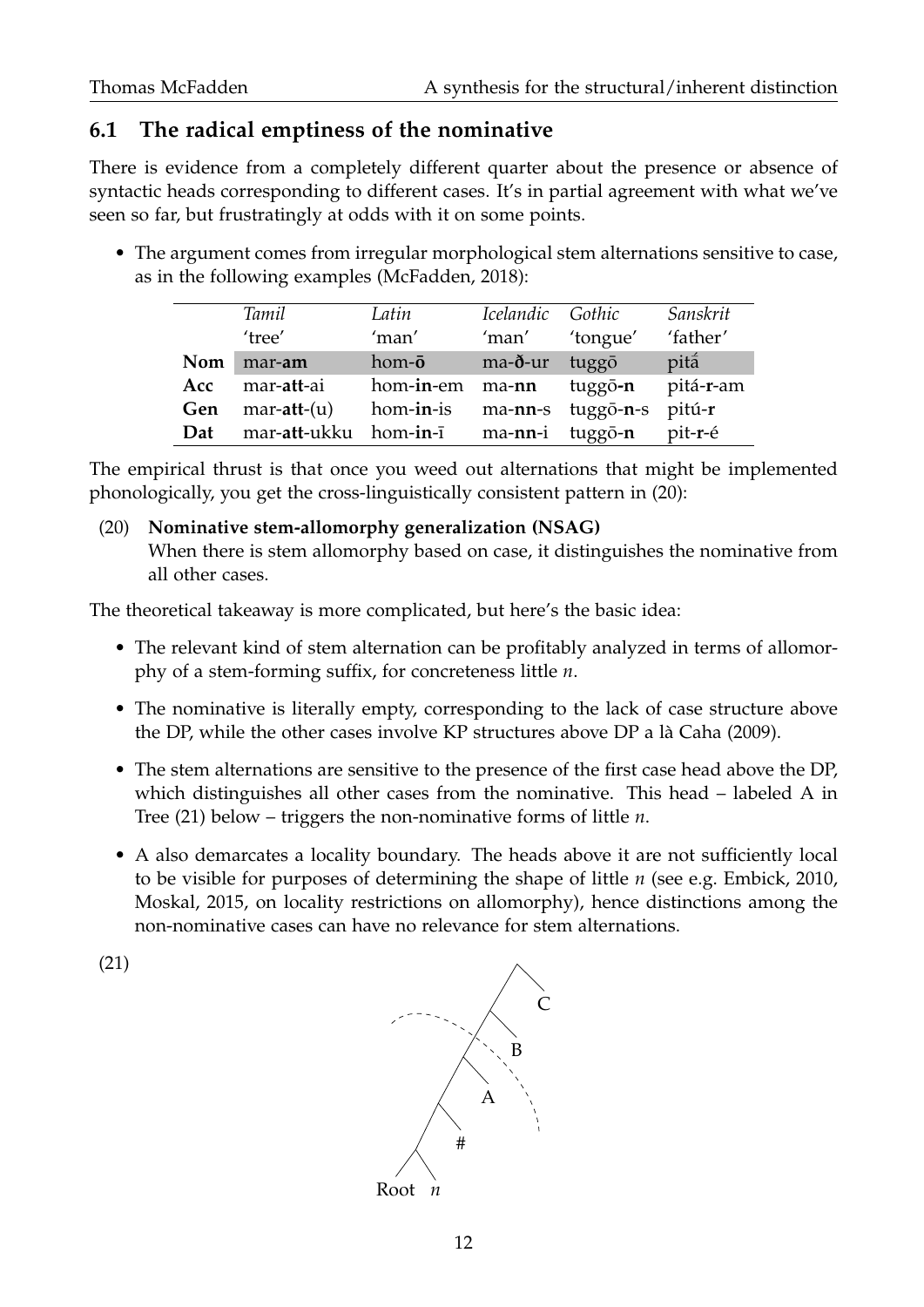## 6.1 The radical emptiness of the nominative

There is evidence from a completely different quarter about the presence or absence of syntactic heads corresponding to different cases. It's in partial agreement with what we've seen so far, but frustratingly at odds with it on some points.

- The argument comes from irregular morphological stem alternations sensitive to case, as in the following examples (McFadden, 2018):

| | *Tamil* | *Latin* | *Icelandic* | *Gothic* | *Sanskrit* |
|---|---|---|---|---|---|
| | 'tree' | 'man' | 'man' | 'tongue' | 'father' |
| **Nom** | mar-**am** | hom-**ō** | ma-**ð**-ur | tuggō | pitā́ |
| **Acc** | mar-**att**-ai | hom-**in**-em | ma-**nn** | tuggō-**n** | pitá-**r**-am |
| **Gen** | mar-**att**-(u) | hom-**in**-is | ma-**nn**-s | tuggō-**n**-s | pitú-**r** |
| **Dat** | mar-**att**-ukku | hom-**in**-ī | ma-**nn**-i | tuggō-**n** | pit-**r**-é |

The empirical thrust is that once you weed out alternations that might be implemented phonologically, you get the cross-linguistically consistent pattern in (20):

(20) **Nominative stem-allomorphy generalization (NSAG)**
When there is stem allomorphy based on case, it distinguishes the nominative from all other cases.

The theoretical takeaway is more complicated, but here's the basic idea:

- The relevant kind of stem alternation can be profitably analyzed in terms of allomorphy of a stem-forming suffix, for concreteness little *n*.
- The nominative is literally empty, corresponding to the lack of case structure above the DP, while the other cases involve KP structures above DP a là Caha (2009).
- The stem alternations are sensitive to the presence of the first case head above the DP, which distinguishes all other cases from the nominative. This head – labeled A in Tree (21) below – triggers the non-nominative forms of little *n*.
- A also demarcates a locality boundary. The heads above it are not sufficiently local to be visible for purposes of determining the shape of little *n* (see e.g. Embick, 2010, Moskal, 2015, on locality restrictions on allomorphy), hence distinctions among the non-nominative cases can have no relevance for stem alternations.

(21)

```
            /\
              C
    - - - /\ - -
          /  B   \
         /\       \
        /  A       :
       /\
      /  #
     /\
 Root  n
```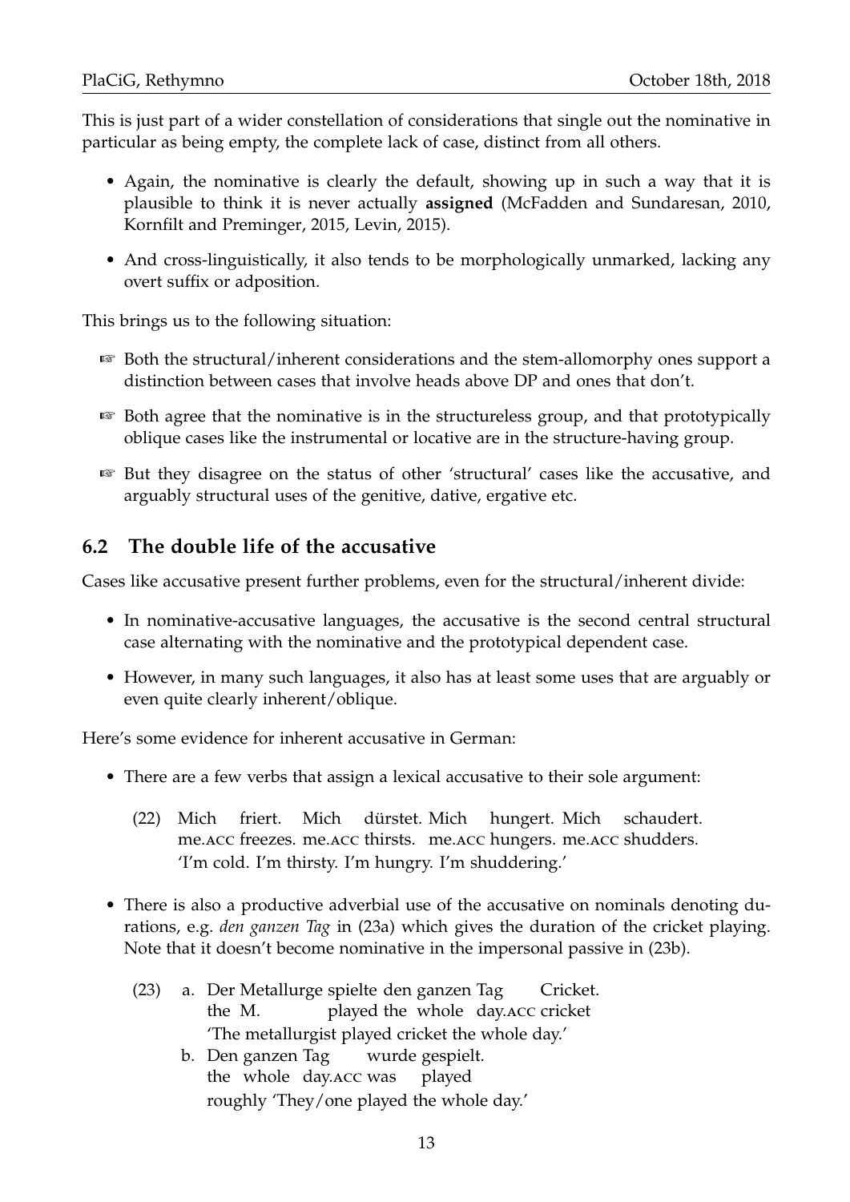This is just part of a wider constellation of considerations that single out the nominative in particular as being empty, the complete lack of case, distinct from all others.

- Again, the nominative is clearly the default, showing up in such a way that it is plausible to think it is never actually **assigned** (McFadden and Sundaresan, 2010, Kornfilt and Preminger, 2015, Levin, 2015).
- And cross-linguistically, it also tends to be morphologically unmarked, lacking any overt suffix or adposition.

This brings us to the following situation:

- ☞ Both the structural/inherent considerations and the stem-allomorphy ones support a distinction between cases that involve heads above DP and ones that don't.
- ☞ Both agree that the nominative is in the structureless group, and that prototypically oblique cases like the instrumental or locative are in the structure-having group.
- ☞ But they disagree on the status of other 'structural' cases like the accusative, and arguably structural uses of the genitive, dative, ergative etc.

## 6.2 The double life of the accusative

Cases like accusative present further problems, even for the structural/inherent divide:

- In nominative-accusative languages, the accusative is the second central structural case alternating with the nominative and the prototypical dependent case.
- However, in many such languages, it also has at least some uses that are arguably or even quite clearly inherent/oblique.

Here's some evidence for inherent accusative in German:

- There are a few verbs that assign a lexical accusative to their sole argument:

  (22) Mich friert. Mich dürstet. Mich hungert. Mich schaudert.
  me.ACC freezes. me.ACC thirsts. me.ACC hungers. me.ACC shudders.
  'I'm cold. I'm thirsty. I'm hungry. I'm shuddering.'

- There is also a productive adverbial use of the accusative on nominals denoting durations, e.g. *den ganzen Tag* in (23a) which gives the duration of the cricket playing. Note that it doesn't become nominative in the impersonal passive in (23b).

  (23) a. Der Metallurge spielte den ganzen Tag Cricket.
  the M. played the whole day.ACC cricket
  'The metallurgist played cricket the whole day.'

  b. Den ganzen Tag wurde gespielt.
  the whole day.ACC was played
  roughly 'They/one played the whole day.'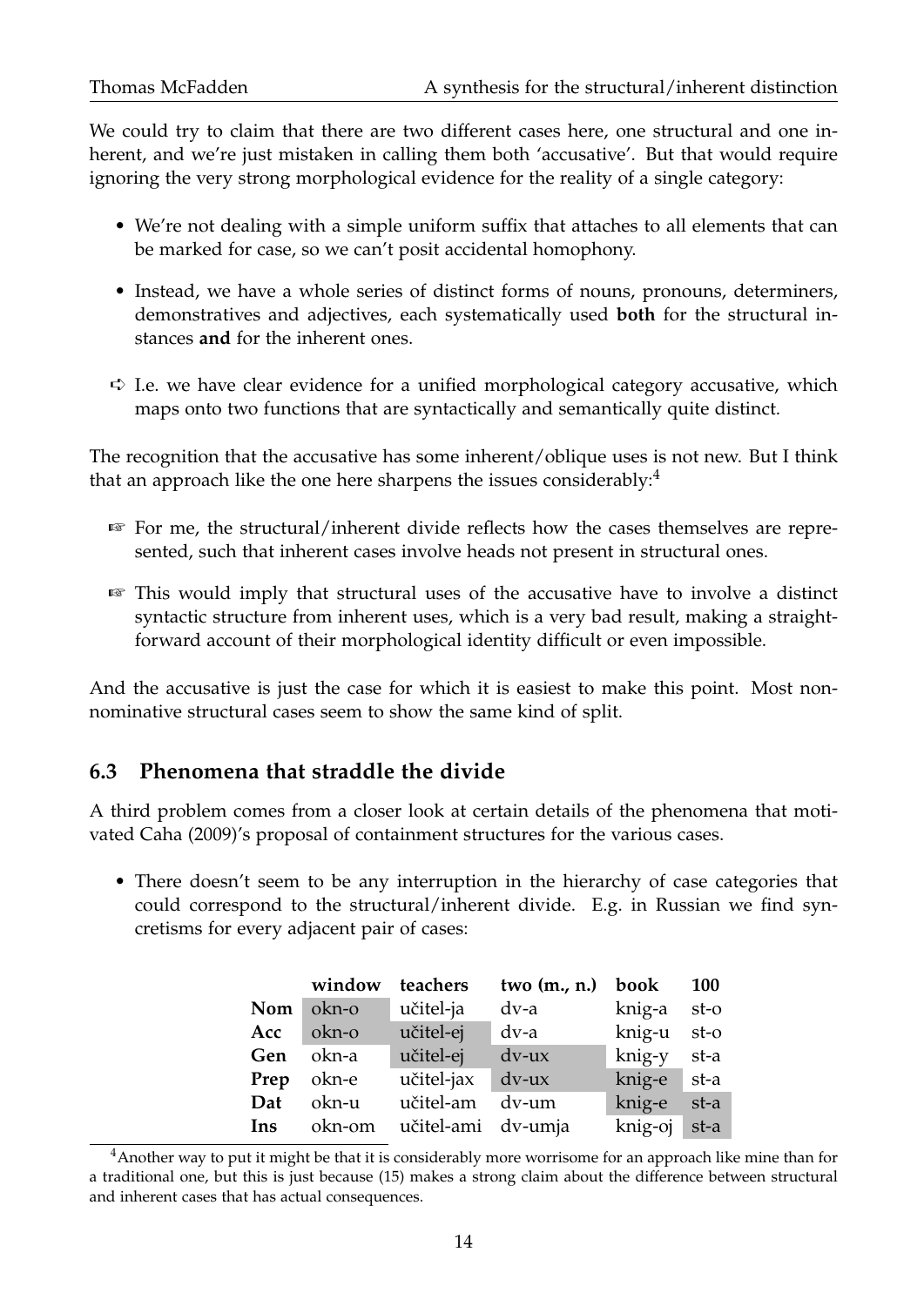We could try to claim that there are two different cases here, one structural and one inherent, and we're just mistaken in calling them both 'accusative'. But that would require ignoring the very strong morphological evidence for the reality of a single category:

- We're not dealing with a simple uniform suffix that attaches to all elements that can be marked for case, so we can't posit accidental homophony.
- Instead, we have a whole series of distinct forms of nouns, pronouns, determiners, demonstratives and adjectives, each systematically used **both** for the structural instances **and** for the inherent ones.

➪ I.e. we have clear evidence for a unified morphological category accusative, which maps onto two functions that are syntactically and semantically quite distinct.

The recognition that the accusative has some inherent/oblique uses is not new. But I think that an approach like the one here sharpens the issues considerably:[4]

☞ For me, the structural/inherent divide reflects how the cases themselves are represented, such that inherent cases involve heads not present in structural ones.

☞ This would imply that structural uses of the accusative have to involve a distinct syntactic structure from inherent uses, which is a very bad result, making a straightforward account of their morphological identity difficult or even impossible.

And the accusative is just the case for which it is easiest to make this point. Most non-nominative structural cases seem to show the same kind of split.

### 6.3 Phenomena that straddle the divide

A third problem comes from a closer look at certain details of the phenomena that motivated Caha (2009)'s proposal of containment structures for the various cases.

- There doesn't seem to be any interruption in the hierarchy of case categories that could correspond to the structural/inherent divide. E.g. in Russian we find syncretisms for every adjacent pair of cases:

| | **window** | **teachers** | **two (m., n.)** | **book** | **100** |
|---|---|---|---|---|---|
| **Nom** | okn-o | učitel-ja | dv-a | knig-a | st-o |
| **Acc** | okn-o | učitel-ej | dv-a | knig-u | st-o |
| **Gen** | okn-a | učitel-ej | dv-ux | knig-y | st-a |
| **Prep** | okn-e | učitel-jax | dv-ux | knig-e | st-a |
| **Dat** | okn-u | učitel-am | dv-um | knig-e | st-a |
| **Ins** | okn-om | učitel-ami | dv-umja | knig-oj | st-a |

[4] Another way to put it might be that it is considerably more worrisome for an approach like mine than for a traditional one, but this is just because (15) makes a strong claim about the difference between structural and inherent cases that has actual consequences.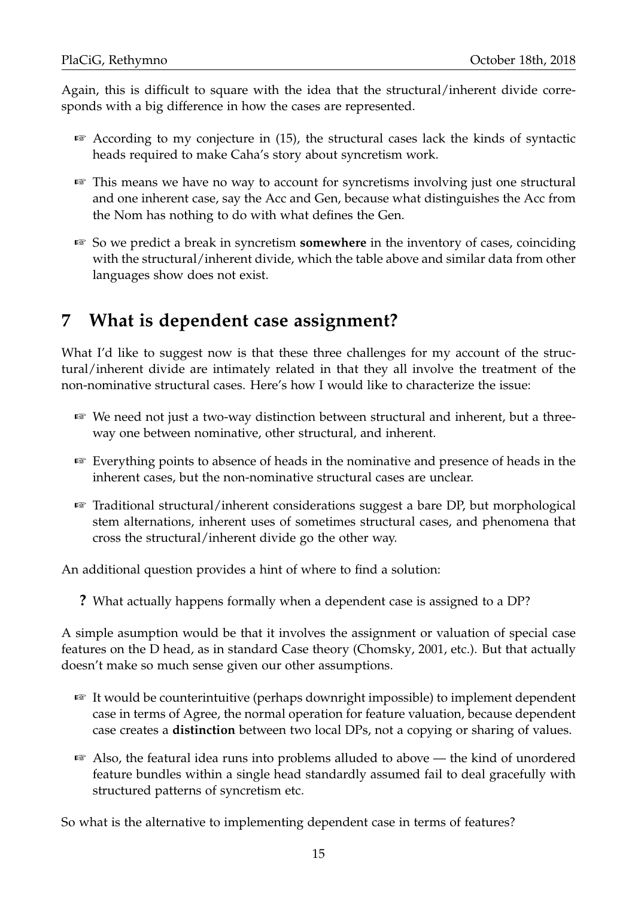Again, this is difficult to square with the idea that the structural/inherent divide corresponds with a big difference in how the cases are represented.

- ☞ According to my conjecture in (15), the structural cases lack the kinds of syntactic heads required to make Caha's story about syncretism work.
- ☞ This means we have no way to account for syncretisms involving just one structural and one inherent case, say the Acc and Gen, because what distinguishes the Acc from the Nom has nothing to do with what defines the Gen.
- ☞ So we predict a break in syncretism **somewhere** in the inventory of cases, coinciding with the structural/inherent divide, which the table above and similar data from other languages show does not exist.

## 7 What is dependent case assignment?

What I'd like to suggest now is that these three challenges for my account of the structural/inherent divide are intimately related in that they all involve the treatment of the non-nominative structural cases. Here's how I would like to characterize the issue:

- ☞ We need not just a two-way distinction between structural and inherent, but a three-way one between nominative, other structural, and inherent.
- ☞ Everything points to absence of heads in the nominative and presence of heads in the inherent cases, but the non-nominative structural cases are unclear.
- ☞ Traditional structural/inherent considerations suggest a bare DP, but morphological stem alternations, inherent uses of sometimes structural cases, and phenomena that cross the structural/inherent divide go the other way.

An additional question provides a hint of where to find a solution:

- **?** What actually happens formally when a dependent case is assigned to a DP?

A simple asumption would be that it involves the assignment or valuation of special case features on the D head, as in standard Case theory (Chomsky, 2001, etc.). But that actually doesn't make so much sense given our other assumptions.

- ☞ It would be counterintuitive (perhaps downright impossible) to implement dependent case in terms of Agree, the normal operation for feature valuation, because dependent case creates a **distinction** between two local DPs, not a copying or sharing of values.
- ☞ Also, the featural idea runs into problems alluded to above — the kind of unordered feature bundles within a single head standardly assumed fail to deal gracefully with structured patterns of syncretism etc.

So what is the alternative to implementing dependent case in terms of features?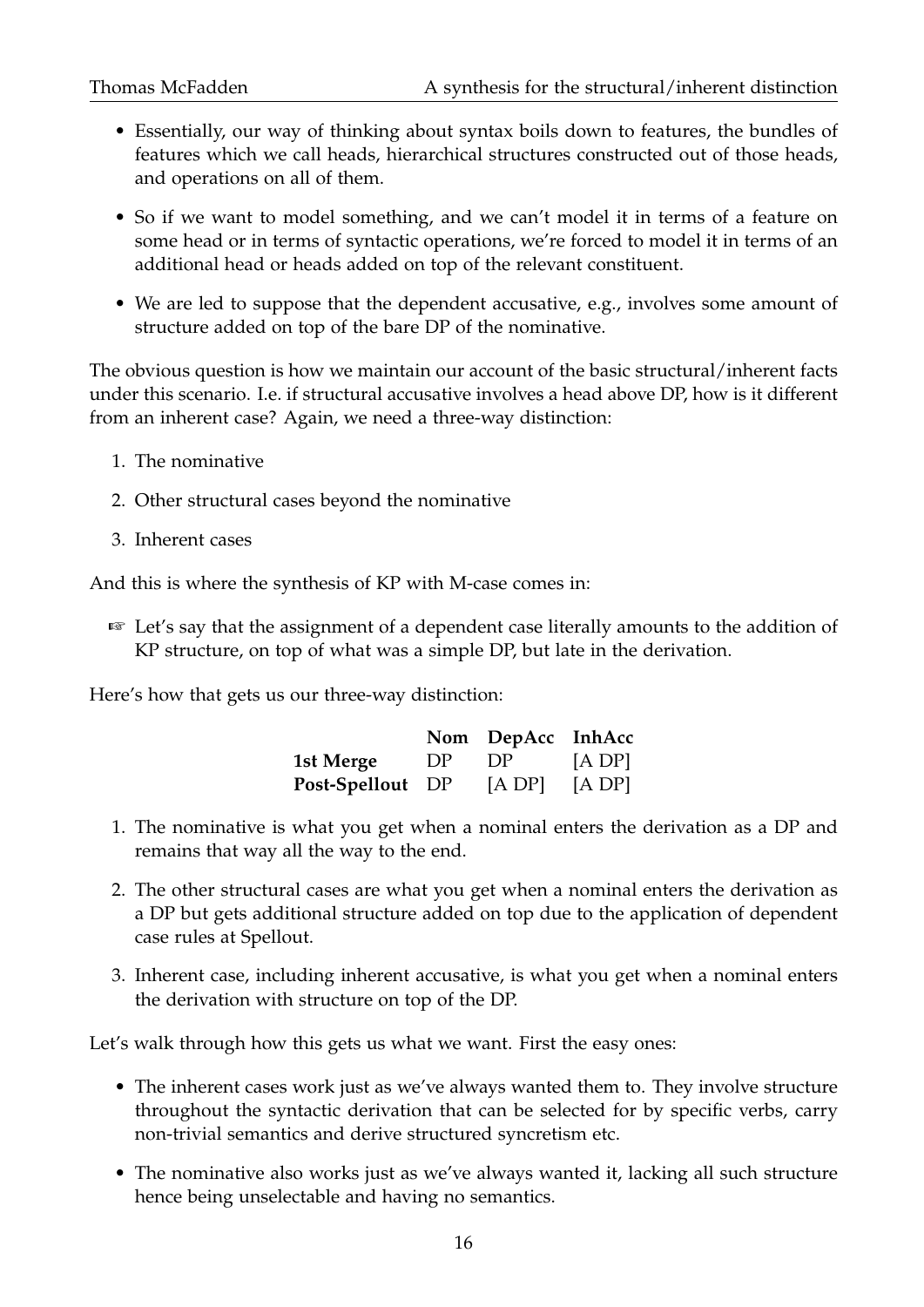- Essentially, our way of thinking about syntax boils down to features, the bundles of features which we call heads, hierarchical structures constructed out of those heads, and operations on all of them.
- So if we want to model something, and we can't model it in terms of a feature on some head or in terms of syntactic operations, we're forced to model it in terms of an additional head or heads added on top of the relevant constituent.
- We are led to suppose that the dependent accusative, e.g., involves some amount of structure added on top of the bare DP of the nominative.

The obvious question is how we maintain our account of the basic structural/inherent facts under this scenario. I.e. if structural accusative involves a head above DP, how is it different from an inherent case? Again, we need a three-way distinction:

1. The nominative
2. Other structural cases beyond the nominative
3. Inherent cases

And this is where the synthesis of KP with M-case comes in:

☞ Let's say that the assignment of a dependent case literally amounts to the addition of KP structure, on top of what was a simple DP, but late in the derivation.

Here's how that gets us our three-way distinction:

| | **Nom** | **DepAcc** | **InhAcc** |
|---|---|---|---|
| **1st Merge** | DP | DP | [A DP] |
| **Post-Spellout** | DP | [A DP] | [A DP] |

1. The nominative is what you get when a nominal enters the derivation as a DP and remains that way all the way to the end.
2. The other structural cases are what you get when a nominal enters the derivation as a DP but gets additional structure added on top due to the application of dependent case rules at Spellout.
3. Inherent case, including inherent accusative, is what you get when a nominal enters the derivation with structure on top of the DP.

Let's walk through how this gets us what we want. First the easy ones:

- The inherent cases work just as we've always wanted them to. They involve structure throughout the syntactic derivation that can be selected for by specific verbs, carry non-trivial semantics and derive structured syncretism etc.
- The nominative also works just as we've always wanted it, lacking all such structure hence being unselectable and having no semantics.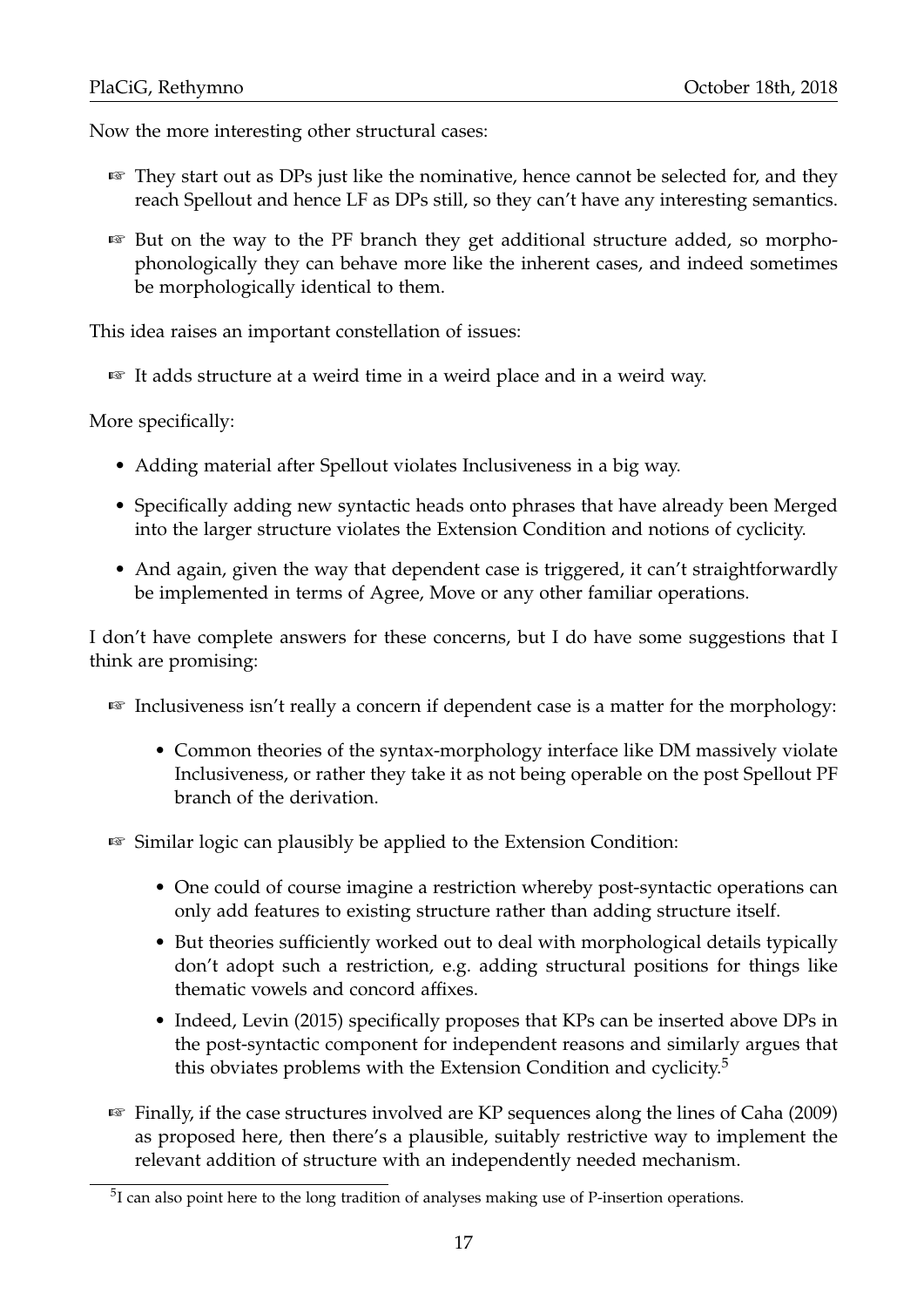Now the more interesting other structural cases:

☞ They start out as DPs just like the nominative, hence cannot be selected for, and they reach Spellout and hence LF as DPs still, so they can't have any interesting semantics.

☞ But on the way to the PF branch they get additional structure added, so morphophonologically they can behave more like the inherent cases, and indeed sometimes be morphologically identical to them.

This idea raises an important constellation of issues:

☞ It adds structure at a weird time in a weird place and in a weird way.

More specifically:

- Adding material after Spellout violates Inclusiveness in a big way.
- Specifically adding new syntactic heads onto phrases that have already been Merged into the larger structure violates the Extension Condition and notions of cyclicity.
- And again, given the way that dependent case is triggered, it can't straightforwardly be implemented in terms of Agree, Move or any other familiar operations.

I don't have complete answers for these concerns, but I do have some suggestions that I think are promising:

☞ Inclusiveness isn't really a concern if dependent case is a matter for the morphology:

  - Common theories of the syntax-morphology interface like DM massively violate Inclusiveness, or rather they take it as not being operable on the post Spellout PF branch of the derivation.

☞ Similar logic can plausibly be applied to the Extension Condition:

  - One could of course imagine a restriction whereby post-syntactic operations can only add features to existing structure rather than adding structure itself.
  - But theories sufficiently worked out to deal with morphological details typically don't adopt such a restriction, e.g. adding structural positions for things like thematic vowels and concord affixes.
  - Indeed, Levin (2015) specifically proposes that KPs can be inserted above DPs in the post-syntactic component for independent reasons and similarly argues that this obviates problems with the Extension Condition and cyclicity.[5]

☞ Finally, if the case structures involved are KP sequences along the lines of Caha (2009) as proposed here, then there's a plausible, suitably restrictive way to implement the relevant addition of structure with an independently needed mechanism.

[5] I can also point here to the long tradition of analyses making use of P-insertion operations.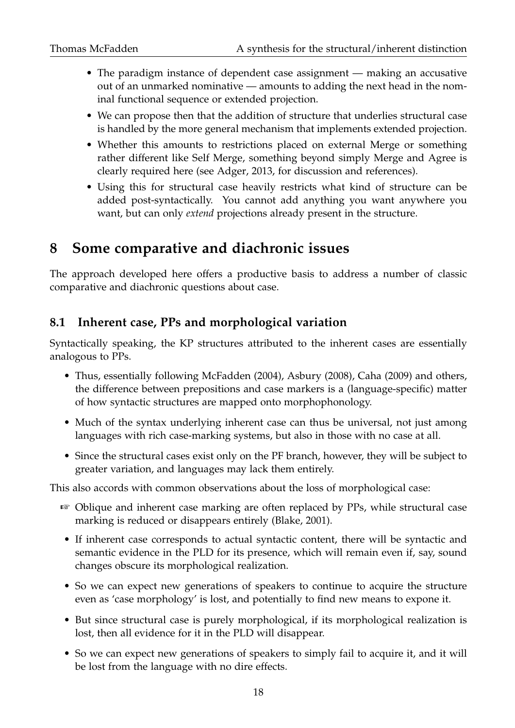- The paradigm instance of dependent case assignment — making an accusative out of an unmarked nominative — amounts to adding the next head in the nominal functional sequence or extended projection.
- We can propose then that the addition of structure that underlies structural case is handled by the more general mechanism that implements extended projection.
- Whether this amounts to restrictions placed on external Merge or something rather different like Self Merge, something beyond simply Merge and Agree is clearly required here (see Adger, 2013, for discussion and references).
- Using this for structural case heavily restricts what kind of structure can be added post-syntactically. You cannot add anything you want anywhere you want, but can only *extend* projections already present in the structure.

# 8 Some comparative and diachronic issues

The approach developed here offers a productive basis to address a number of classic comparative and diachronic questions about case.

## 8.1 Inherent case, PPs and morphological variation

Syntactically speaking, the KP structures attributed to the inherent cases are essentially analogous to PPs.

- Thus, essentially following McFadden (2004), Asbury (2008), Caha (2009) and others, the difference between prepositions and case markers is a (language-specific) matter of how syntactic structures are mapped onto morphophonology.
- Much of the syntax underlying inherent case can thus be universal, not just among languages with rich case-marking systems, but also in those with no case at all.
- Since the structural cases exist only on the PF branch, however, they will be subject to greater variation, and languages may lack them entirely.

This also accords with common observations about the loss of morphological case:

- ☞ Oblique and inherent case marking are often replaced by PPs, while structural case marking is reduced or disappears entirely (Blake, 2001).
- If inherent case corresponds to actual syntactic content, there will be syntactic and semantic evidence in the PLD for its presence, which will remain even if, say, sound changes obscure its morphological realization.
- So we can expect new generations of speakers to continue to acquire the structure even as 'case morphology' is lost, and potentially to find new means to expone it.
- But since structural case is purely morphological, if its morphological realization is lost, then all evidence for it in the PLD will disappear.
- So we can expect new generations of speakers to simply fail to acquire it, and it will be lost from the language with no dire effects.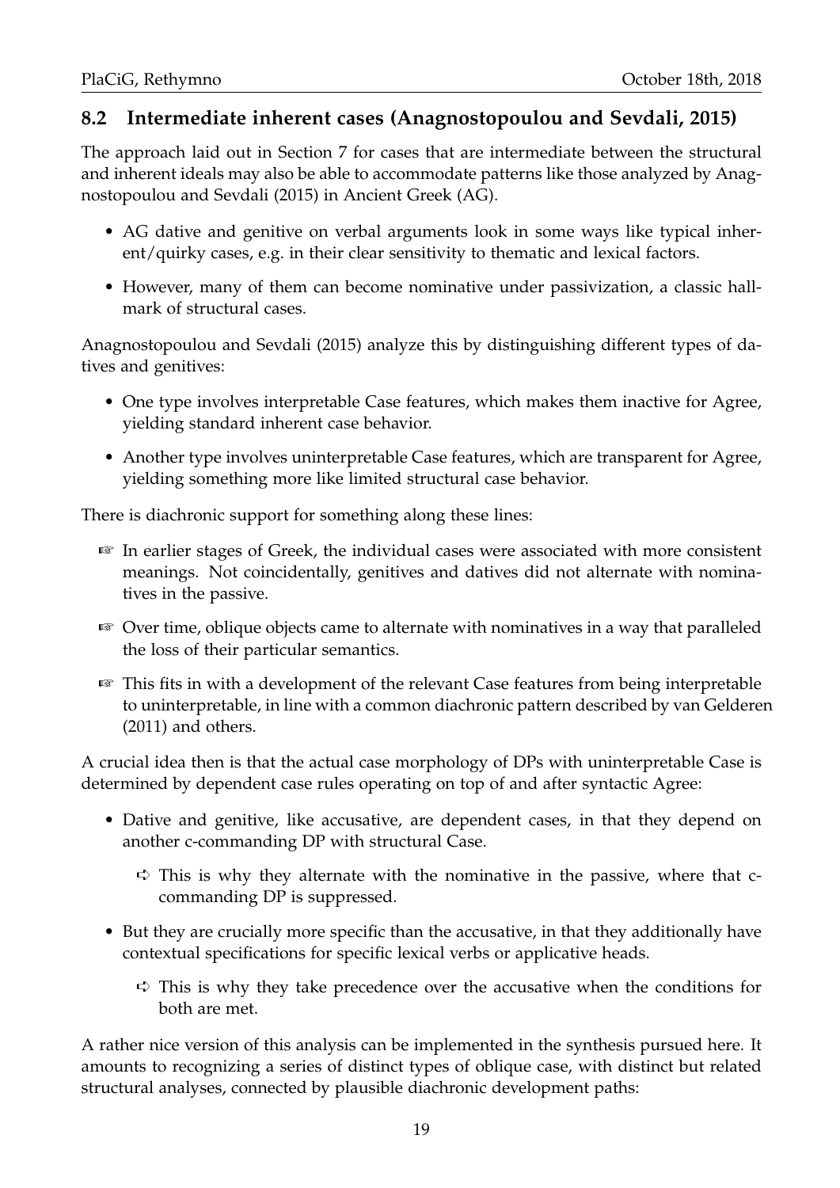## 8.2 Intermediate inherent cases (Anagnostopoulou and Sevdali, 2015)

The approach laid out in Section 7 for cases that are intermediate between the structural and inherent ideals may also be able to accommodate patterns like those analyzed by Anagnostopoulou and Sevdali (2015) in Ancient Greek (AG).

- AG dative and genitive on verbal arguments look in some ways like typical inherent/quirky cases, e.g. in their clear sensitivity to thematic and lexical factors.
- However, many of them can become nominative under passivization, a classic hallmark of structural cases.

Anagnostopoulou and Sevdali (2015) analyze this by distinguishing different types of datives and genitives:

- One type involves interpretable Case features, which makes them inactive for Agree, yielding standard inherent case behavior.
- Another type involves uninterpretable Case features, which are transparent for Agree, yielding something more like limited structural case behavior.

There is diachronic support for something along these lines:

☞ In earlier stages of Greek, the individual cases were associated with more consistent meanings. Not coincidentally, genitives and datives did not alternate with nominatives in the passive.

☞ Over time, oblique objects came to alternate with nominatives in a way that paralleled the loss of their particular semantics.

☞ This fits in with a development of the relevant Case features from being interpretable to uninterpretable, in line with a common diachronic pattern described by van Gelderen (2011) and others.

A crucial idea then is that the actual case morphology of DPs with uninterpretable Case is determined by dependent case rules operating on top of and after syntactic Agree:

- Dative and genitive, like accusative, are dependent cases, in that they depend on another c-commanding DP with structural Case.
  - ➪ This is why they alternate with the nominative in the passive, where that c-commanding DP is suppressed.
- But they are crucially more specific than the accusative, in that they additionally have contextual specifications for specific lexical verbs or applicative heads.
  - ➪ This is why they take precedence over the accusative when the conditions for both are met.

A rather nice version of this analysis can be implemented in the synthesis pursued here. It amounts to recognizing a series of distinct types of oblique case, with distinct but related structural analyses, connected by plausible diachronic development paths: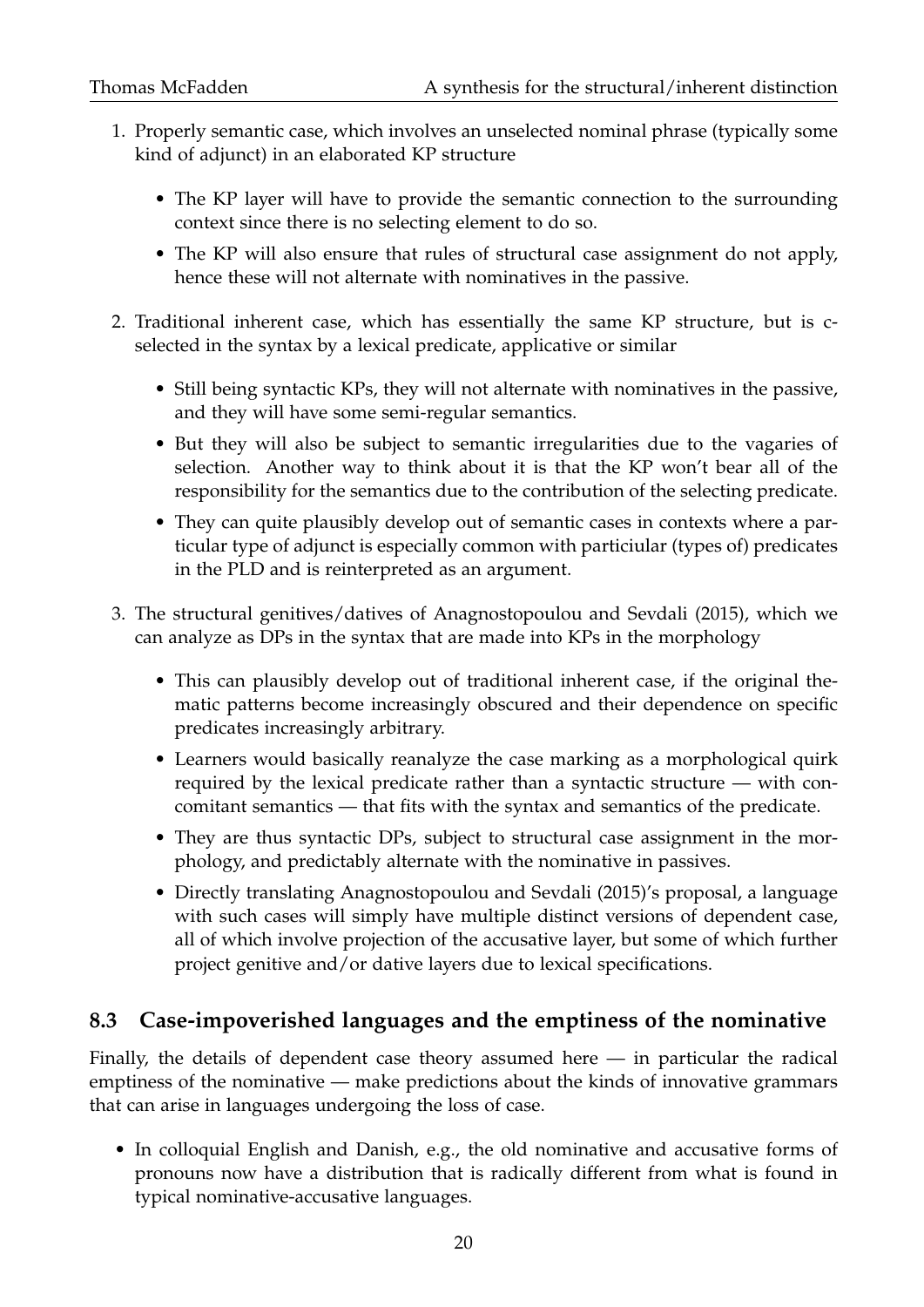1. Properly semantic case, which involves an unselected nominal phrase (typically some kind of adjunct) in an elaborated KP structure

   - The KP layer will have to provide the semantic connection to the surrounding context since there is no selecting element to do so.
   - The KP will also ensure that rules of structural case assignment do not apply, hence these will not alternate with nominatives in the passive.

2. Traditional inherent case, which has essentially the same KP structure, but is c-selected in the syntax by a lexical predicate, applicative or similar

   - Still being syntactic KPs, they will not alternate with nominatives in the passive, and they will have some semi-regular semantics.
   - But they will also be subject to semantic irregularities due to the vagaries of selection. Another way to think about it is that the KP won't bear all of the responsibility for the semantics due to the contribution of the selecting predicate.
   - They can quite plausibly develop out of semantic cases in contexts where a particular type of adjunct is especially common with particiular (types of) predicates in the PLD and is reinterpreted as an argument.

3. The structural genitives/datives of Anagnostopoulou and Sevdali (2015), which we can analyze as DPs in the syntax that are made into KPs in the morphology

   - This can plausibly develop out of traditional inherent case, if the original thematic patterns become increasingly obscured and their dependence on specific predicates increasingly arbitrary.
   - Learners would basically reanalyze the case marking as a morphological quirk required by the lexical predicate rather than a syntactic structure — with concomitant semantics — that fits with the syntax and semantics of the predicate.
   - They are thus syntactic DPs, subject to structural case assignment in the morphology, and predictably alternate with the nominative in passives.
   - Directly translating Anagnostopoulou and Sevdali (2015)'s proposal, a language with such cases will simply have multiple distinct versions of dependent case, all of which involve projection of the accusative layer, but some of which further project genitive and/or dative layers due to lexical specifications.

## 8.3 Case-impoverished languages and the emptiness of the nominative

Finally, the details of dependent case theory assumed here — in particular the radical emptiness of the nominative — make predictions about the kinds of innovative grammars that can arise in languages undergoing the loss of case.

- In colloquial English and Danish, e.g., the old nominative and accusative forms of pronouns now have a distribution that is radically different from what is found in typical nominative-accusative languages.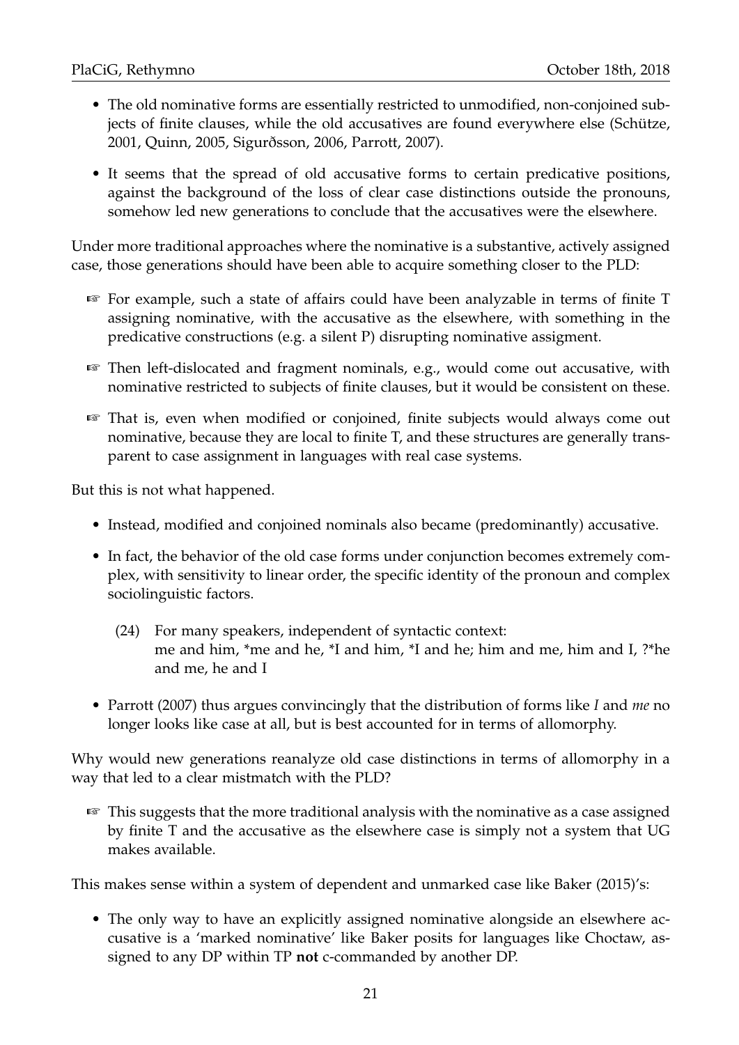- The old nominative forms are essentially restricted to unmodified, non-conjoined subjects of finite clauses, while the old accusatives are found everywhere else (Schütze, 2001, Quinn, 2005, Sigurðsson, 2006, Parrott, 2007).
- It seems that the spread of old accusative forms to certain predicative positions, against the background of the loss of clear case distinctions outside the pronouns, somehow led new generations to conclude that the accusatives were the elsewhere.

Under more traditional approaches where the nominative is a substantive, actively assigned case, those generations should have been able to acquire something closer to the PLD:

☞ For example, such a state of affairs could have been analyzable in terms of finite T assigning nominative, with the accusative as the elsewhere, with something in the predicative constructions (e.g. a silent P) disrupting nominative assigment.

☞ Then left-dislocated and fragment nominals, e.g., would come out accusative, with nominative restricted to subjects of finite clauses, but it would be consistent on these.

☞ That is, even when modified or conjoined, finite subjects would always come out nominative, because they are local to finite T, and these structures are generally transparent to case assignment in languages with real case systems.

But this is not what happened.

- Instead, modified and conjoined nominals also became (predominantly) accusative.
- In fact, the behavior of the old case forms under conjunction becomes extremely complex, with sensitivity to linear order, the specific identity of the pronoun and complex sociolinguistic factors.

  (24) For many speakers, independent of syntactic context:
  me and him, *me and he, *I and him, *I and he; him and me, him and I, ?*he and me, he and I

- Parrott (2007) thus argues convincingly that the distribution of forms like *I* and *me* no longer looks like case at all, but is best accounted for in terms of allomorphy.

Why would new generations reanalyze old case distinctions in terms of allomorphy in a way that led to a clear mistmatch with the PLD?

☞ This suggests that the more traditional analysis with the nominative as a case assigned by finite T and the accusative as the elsewhere case is simply not a system that UG makes available.

This makes sense within a system of dependent and unmarked case like Baker (2015)'s:

- The only way to have an explicitly assigned nominative alongside an elsewhere accusative is a 'marked nominative' like Baker posits for languages like Choctaw, assigned to any DP within TP **not** c-commanded by another DP.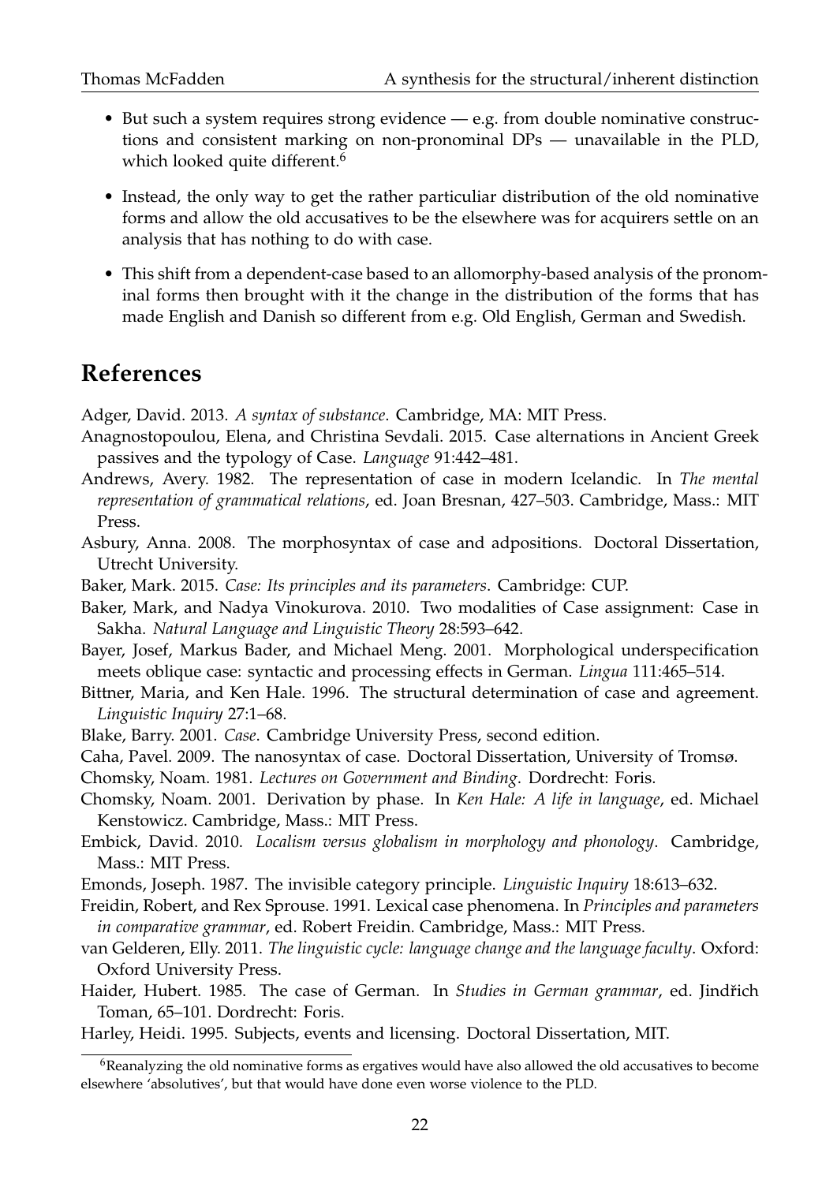- But such a system requires strong evidence — e.g. from double nominative constructions and consistent marking on non-pronominal DPs — unavailable in the PLD, which looked quite different.[6]
- Instead, the only way to get the rather particuliar distribution of the old nominative forms and allow the old accusatives to be the elsewhere was for acquirers settle on an analysis that has nothing to do with case.
- This shift from a dependent-case based to an allomorphy-based analysis of the pronominal forms then brought with it the change in the distribution of the forms that has made English and Danish so different from e.g. Old English, German and Swedish.

# References

Adger, David. 2013. *A syntax of substance*. Cambridge, MA: MIT Press.

Anagnostopoulou, Elena, and Christina Sevdali. 2015. Case alternations in Ancient Greek passives and the typology of Case. *Language* 91:442–481.

Andrews, Avery. 1982. The representation of case in modern Icelandic. In *The mental representation of grammatical relations*, ed. Joan Bresnan, 427–503. Cambridge, Mass.: MIT Press.

Asbury, Anna. 2008. The morphosyntax of case and adpositions. Doctoral Dissertation, Utrecht University.

Baker, Mark. 2015. *Case: Its principles and its parameters*. Cambridge: CUP.

Baker, Mark, and Nadya Vinokurova. 2010. Two modalities of Case assignment: Case in Sakha. *Natural Language and Linguistic Theory* 28:593–642.

Bayer, Josef, Markus Bader, and Michael Meng. 2001. Morphological underspecification meets oblique case: syntactic and processing effects in German. *Lingua* 111:465–514.

Bittner, Maria, and Ken Hale. 1996. The structural determination of case and agreement. *Linguistic Inquiry* 27:1–68.

Blake, Barry. 2001. *Case*. Cambridge University Press, second edition.

Caha, Pavel. 2009. The nanosyntax of case. Doctoral Dissertation, University of Tromsø.

Chomsky, Noam. 1981. *Lectures on Government and Binding*. Dordrecht: Foris.

Chomsky, Noam. 2001. Derivation by phase. In *Ken Hale: A life in language*, ed. Michael Kenstowicz. Cambridge, Mass.: MIT Press.

Embick, David. 2010. *Localism versus globalism in morphology and phonology*. Cambridge, Mass.: MIT Press.

Emonds, Joseph. 1987. The invisible category principle. *Linguistic Inquiry* 18:613–632.

Freidin, Robert, and Rex Sprouse. 1991. Lexical case phenomena. In *Principles and parameters in comparative grammar*, ed. Robert Freidin. Cambridge, Mass.: MIT Press.

van Gelderen, Elly. 2011. *The linguistic cycle: language change and the language faculty*. Oxford: Oxford University Press.

Haider, Hubert. 1985. The case of German. In *Studies in German grammar*, ed. Jindřich Toman, 65–101. Dordrecht: Foris.

Harley, Heidi. 1995. Subjects, events and licensing. Doctoral Dissertation, MIT.

[6] Reanalyzing the old nominative forms as ergatives would have also allowed the old accusatives to become elsewhere 'absolutives', but that would have done even worse violence to the PLD.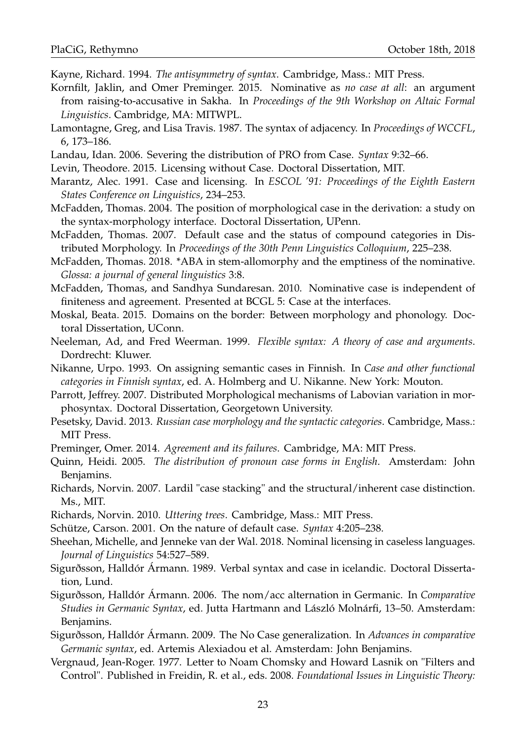Kayne, Richard. 1994. *The antisymmetry of syntax*. Cambridge, Mass.: MIT Press.

Kornfilt, Jaklin, and Omer Preminger. 2015. Nominative as *no case at all*: an argument from raising-to-accusative in Sakha. In *Proceedings of the 9th Workshop on Altaic Formal Linguistics*. Cambridge, MA: MITWPL.

Lamontagne, Greg, and Lisa Travis. 1987. The syntax of adjacency. In *Proceedings of WCCFL*, 6, 173–186.

Landau, Idan. 2006. Severing the distribution of PRO from Case. *Syntax* 9:32–66.

Levin, Theodore. 2015. Licensing without Case. Doctoral Dissertation, MIT.

Marantz, Alec. 1991. Case and licensing. In *ESCOL '91: Proceedings of the Eighth Eastern States Conference on Linguistics*, 234–253.

McFadden, Thomas. 2004. The position of morphological case in the derivation: a study on the syntax-morphology interface. Doctoral Dissertation, UPenn.

McFadden, Thomas. 2007. Default case and the status of compound categories in Distributed Morphology. In *Proceedings of the 30th Penn Linguistics Colloquium*, 225–238.

McFadden, Thomas. 2018. *ABA in stem-allomorphy and the emptiness of the nominative. *Glossa: a journal of general linguistics* 3:8.

McFadden, Thomas, and Sandhya Sundaresan. 2010. Nominative case is independent of finiteness and agreement. Presented at BCGL 5: Case at the interfaces.

Moskal, Beata. 2015. Domains on the border: Between morphology and phonology. Doctoral Dissertation, UConn.

Neeleman, Ad, and Fred Weerman. 1999. *Flexible syntax: A theory of case and arguments*. Dordrecht: Kluwer.

Nikanne, Urpo. 1993. On assigning semantic cases in Finnish. In *Case and other functional categories in Finnish syntax*, ed. A. Holmberg and U. Nikanne. New York: Mouton.

Parrott, Jeffrey. 2007. Distributed Morphological mechanisms of Labovian variation in morphosyntax. Doctoral Dissertation, Georgetown University.

Pesetsky, David. 2013. *Russian case morphology and the syntactic categories*. Cambridge, Mass.: MIT Press.

Preminger, Omer. 2014. *Agreement and its failures*. Cambridge, MA: MIT Press.

Quinn, Heidi. 2005. *The distribution of pronoun case forms in English*. Amsterdam: John Benjamins.

Richards, Norvin. 2007. Lardil "case stacking" and the structural/inherent case distinction. Ms., MIT.

Richards, Norvin. 2010. *Uttering trees*. Cambridge, Mass.: MIT Press.

Schütze, Carson. 2001. On the nature of default case. *Syntax* 4:205–238.

Sheehan, Michelle, and Jenneke van der Wal. 2018. Nominal licensing in caseless languages. *Journal of Linguistics* 54:527–589.

Sigurðsson, Halldór Ármann. 1989. Verbal syntax and case in icelandic. Doctoral Dissertation, Lund.

Sigurðsson, Halldór Ármann. 2006. The nom/acc alternation in Germanic. In *Comparative Studies in Germanic Syntax*, ed. Jutta Hartmann and László Molnárfi, 13–50. Amsterdam: Benjamins.

Sigurðsson, Halldór Ármann. 2009. The No Case generalization. In *Advances in comparative Germanic syntax*, ed. Artemis Alexiadou et al. Amsterdam: John Benjamins.

Vergnaud, Jean-Roger. 1977. Letter to Noam Chomsky and Howard Lasnik on "Filters and Control". Published in Freidin, R. et al., eds. 2008. *Foundational Issues in Linguistic Theory:*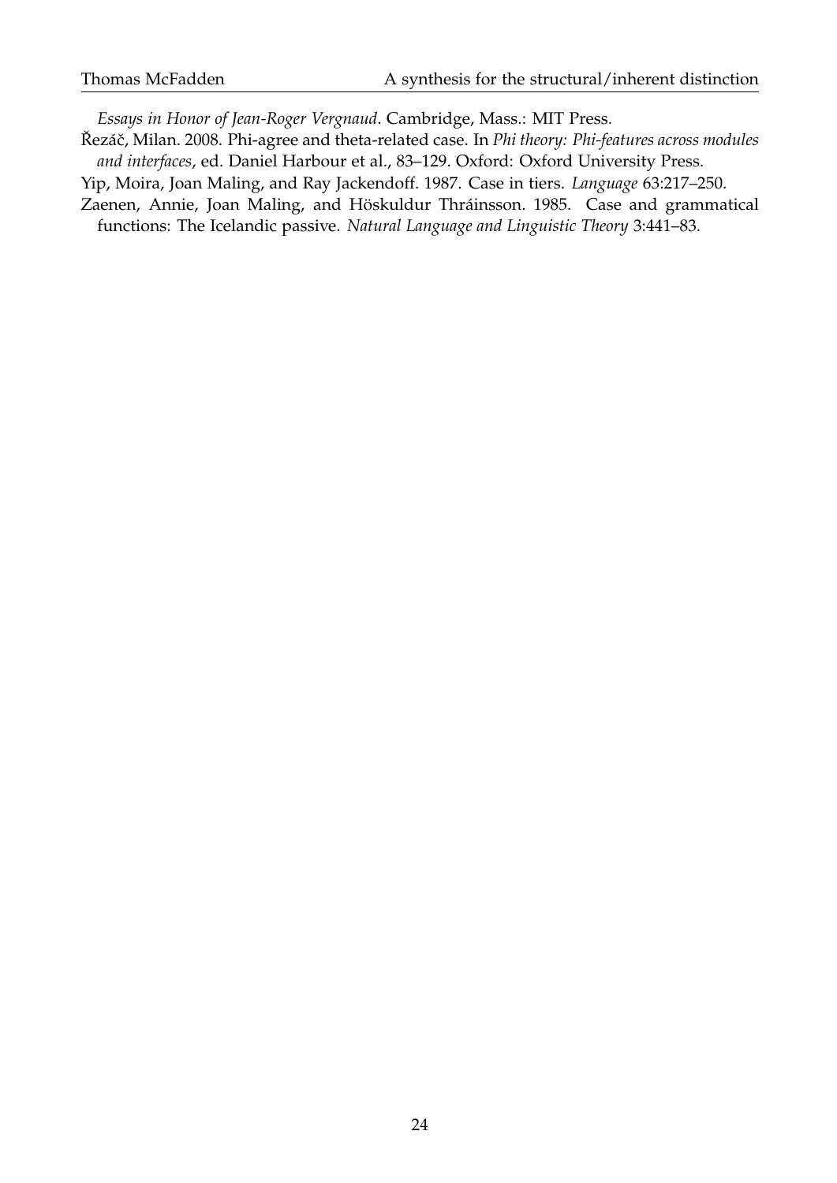*Essays in Honor of Jean-Roger Vergnaud*. Cambridge, Mass.: MIT Press.

Řezáč, Milan. 2008. Phi-agree and theta-related case. In *Phi theory: Phi-features across modules and interfaces*, ed. Daniel Harbour et al., 83–129. Oxford: Oxford University Press.

Yip, Moira, Joan Maling, and Ray Jackendoff. 1987. Case in tiers. *Language* 63:217–250.

Zaenen, Annie, Joan Maling, and Höskuldur Thráinsson. 1985. Case and grammatical functions: The Icelandic passive. *Natural Language and Linguistic Theory* 3:441–83.